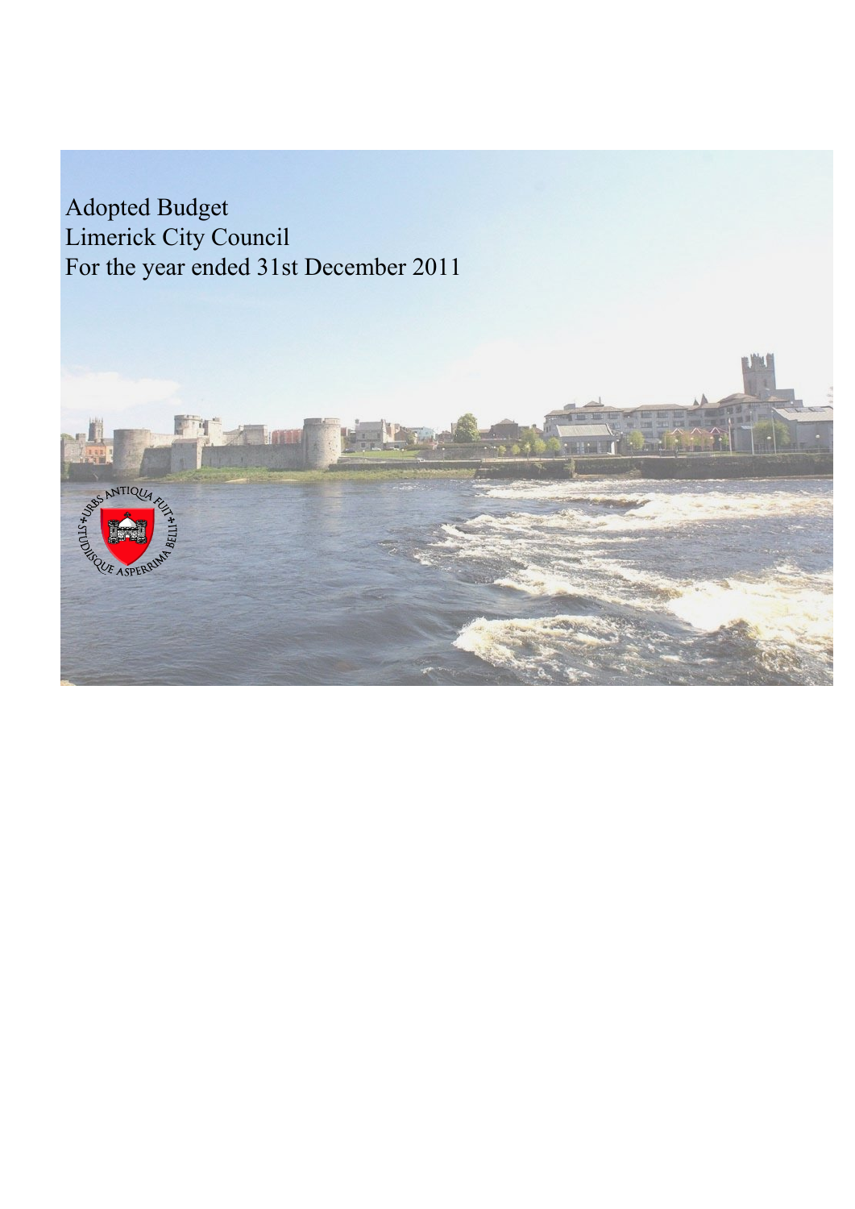# Adopted Budget
# Limerick City Council
# For the year ended 31st December 2011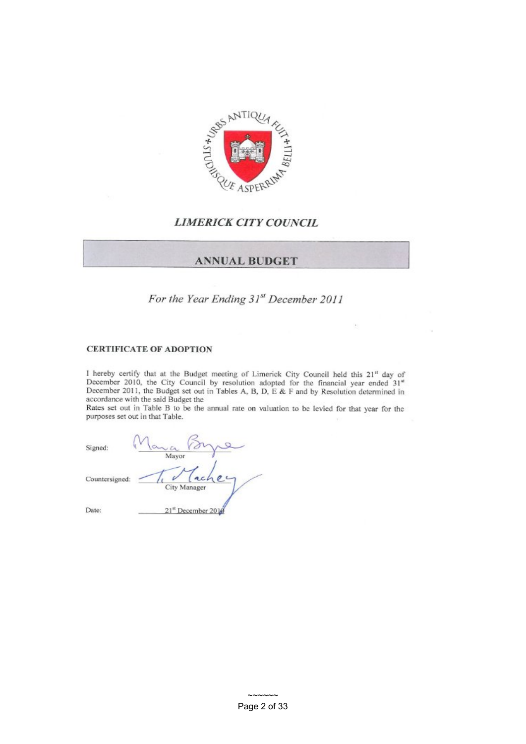# LIMERICK CITY COUNCIL

## ANNUAL BUDGET

*For the Year Ending 31st December 2011*

**CERTIFICATE OF ADOPTION**

I hereby certify that at the Budget meeting of Limerick City Council held this 21st day of December 2010, the City Council by resolution adopted for the financial year ended 31st December 2011, the Budget set out in Tables A, B, D, E & F and by Resolution determined in accordance with the said Budget the
Rates set out in Table B to be the annual rate on valuation to be levied for that year for the purposes set out in that Table.

Signed: Maria Byrne
Mayor

Countersigned: T. Mackey
City Manager

Date: 21st December 2010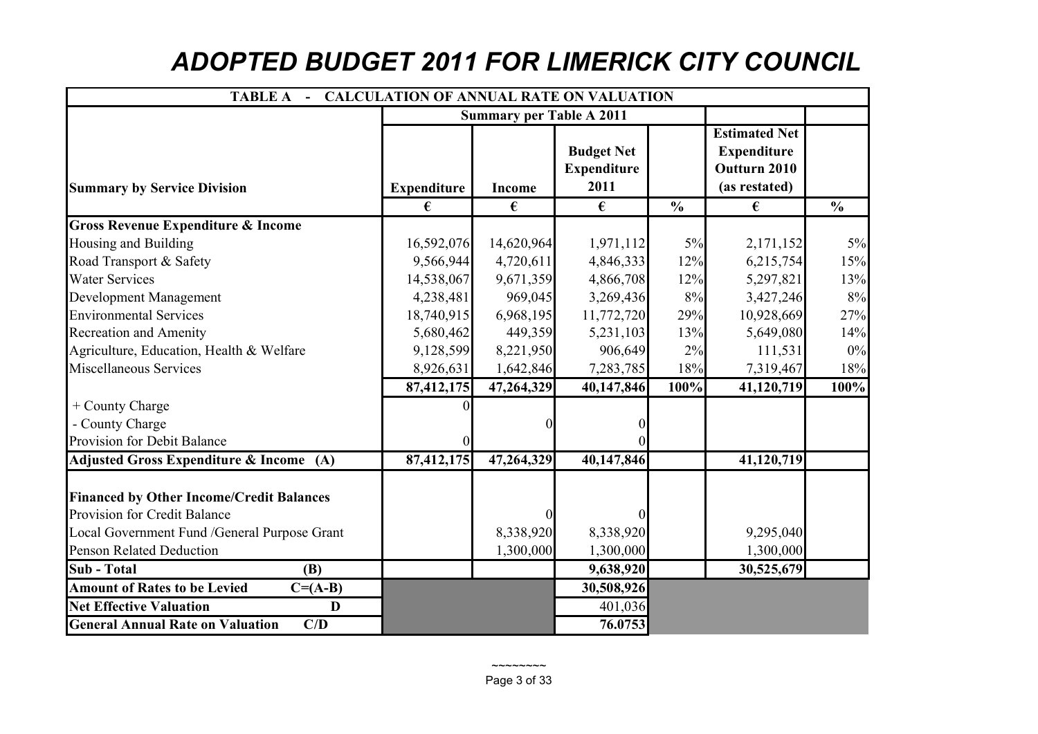# ADOPTED BUDGET 2011 FOR LIMERICK CITY COUNCIL

| TABLE A - CALCULATION OF ANNUAL RATE ON VALUATION | | | | | | |
|---|---|---|---|---|---|---|
| | Summary per Table A 2011 | | | | | |
| Summary by Service Division | Expenditure | Income | Budget Net Expenditure 2011 | | Estimated Net Expenditure Outturn 2010 (as restated) | |
| | € | € | € | % | € | % |
| **Gross Revenue Expenditure & Income** | | | | | | |
| Housing and Building | 16,592,076 | 14,620,964 | 1,971,112 | 5% | 2,171,152 | 5% |
| Road Transport & Safety | 9,566,944 | 4,720,611 | 4,846,333 | 12% | 6,215,754 | 15% |
| Water Services | 14,538,067 | 9,671,359 | 4,866,708 | 12% | 5,297,821 | 13% |
| Development Management | 4,238,481 | 969,045 | 3,269,436 | 8% | 3,427,246 | 8% |
| Environmental Services | 18,740,915 | 6,968,195 | 11,772,720 | 29% | 10,928,669 | 27% |
| Recreation and Amenity | 5,680,462 | 449,359 | 5,231,103 | 13% | 5,649,080 | 14% |
| Agriculture, Education, Health & Welfare | 9,128,599 | 8,221,950 | 906,649 | 2% | 111,531 | 0% |
| Miscellaneous Services | 8,926,631 | 1,642,846 | 7,283,785 | 18% | 7,319,467 | 18% |
| | **87,412,175** | **47,264,329** | **40,147,846** | **100%** | **41,120,719** | **100%** |
| + County Charge | 0 | | | | | |
| - County Charge | | 0 | 0 | | | |
| Provision for Debit Balance | 0 | | 0 | | | |
| **Adjusted Gross Expenditure & Income (A)** | **87,412,175** | **47,264,329** | **40,147,846** | | **41,120,719** | |
| **Financed by Other Income/Credit Balances** | | | | | | |
| Provision for Credit Balance | | 0 | 0 | | | |
| Local Government Fund /General Purpose Grant | | 8,338,920 | 8,338,920 | | 9,295,040 | |
| Penson Related Deduction | | 1,300,000 | 1,300,000 | | 1,300,000 | |
| **Sub - Total (B)** | | | **9,638,920** | | **30,525,679** | |
| **Amount of Rates to be Levied C=(A-B)** | | | **30,508,926** | | | |
| **Net Effective Valuation D** | | | 401,036 | | | |
| **General Annual Rate on Valuation C/D** | | | **76.0753** | | | |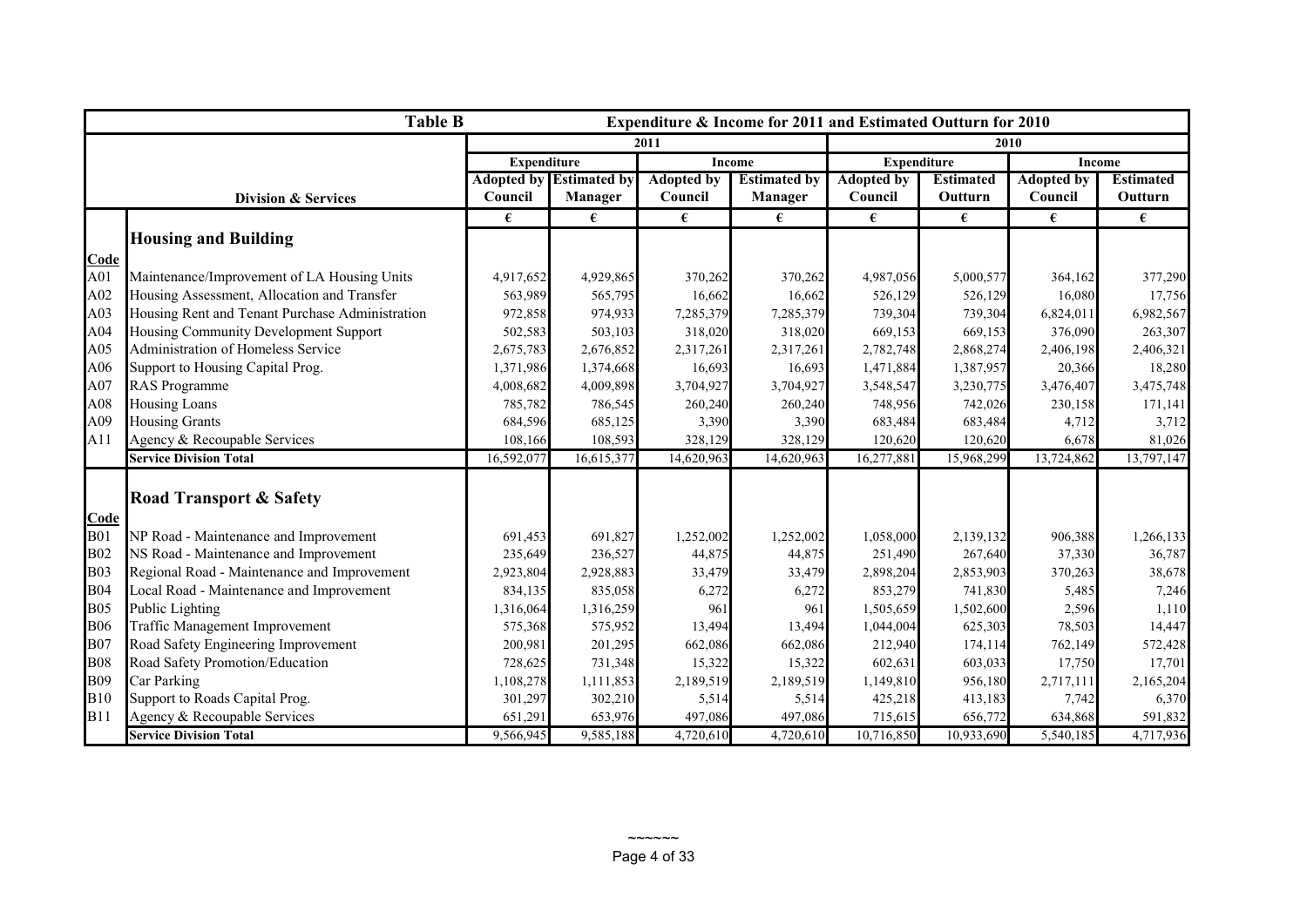| Table B | | Expenditure & Income for 2011 and Estimated Outturn for 2010 | | | | | | | |
|---|---|---|---|---|---|---|---|---|---|
| | | 2011 | | | | 2010 | | | |
| | | Expenditure | | Income | | Expenditure | | Income | |
| | Division & Services | Adopted by Council | Estimated by Manager | Adopted by Council | Estimated by Manager | Adopted by Council | Estimated Outturn | Adopted by Council | Estimated Outturn |
| | | € | € | € | € | € | € | € | € |
| | **Housing and Building** | | | | | | | | |
| **Code** | | | | | | | | | |
| A01 | Maintenance/Improvement of LA Housing Units | 4,917,652 | 4,929,865 | 370,262 | 370,262 | 4,987,056 | 5,000,577 | 364,162 | 377,290 |
| A02 | Housing Assessment, Allocation and Transfer | 563,989 | 565,795 | 16,662 | 16,662 | 526,129 | 526,129 | 16,080 | 17,756 |
| A03 | Housing Rent and Tenant Purchase Administration | 972,858 | 974,933 | 7,285,379 | 7,285,379 | 739,304 | 739,304 | 6,824,011 | 6,982,567 |
| A04 | Housing Community Development Support | 502,583 | 503,103 | 318,020 | 318,020 | 669,153 | 669,153 | 376,090 | 263,307 |
| A05 | Administration of Homeless Service | 2,675,783 | 2,676,852 | 2,317,261 | 2,317,261 | 2,782,748 | 2,868,274 | 2,406,198 | 2,406,321 |
| A06 | Support to Housing Capital Prog. | 1,371,986 | 1,374,668 | 16,693 | 16,693 | 1,471,884 | 1,387,957 | 20,366 | 18,280 |
| A07 | RAS Programme | 4,008,682 | 4,009,898 | 3,704,927 | 3,704,927 | 3,548,547 | 3,230,775 | 3,476,407 | 3,475,748 |
| A08 | Housing Loans | 785,782 | 786,545 | 260,240 | 260,240 | 748,956 | 742,026 | 230,158 | 171,141 |
| A09 | Housing Grants | 684,596 | 685,125 | 3,390 | 3,390 | 683,484 | 683,484 | 4,712 | 3,712 |
| A11 | Agency & Recoupable Services | 108,166 | 108,593 | 328,129 | 328,129 | 120,620 | 120,620 | 6,678 | 81,026 |
| | **Service Division Total** | 16,592,077 | 16,615,377 | 14,620,963 | 14,620,963 | 16,277,881 | 15,968,299 | 13,724,862 | 13,797,147 |
| | **Road Transport & Safety** | | | | | | | | |
| **Code** | | | | | | | | | |
| B01 | NP Road - Maintenance and Improvement | 691,453 | 691,827 | 1,252,002 | 1,252,002 | 1,058,000 | 2,139,132 | 906,388 | 1,266,133 |
| B02 | NS Road - Maintenance and Improvement | 235,649 | 236,527 | 44,875 | 44,875 | 251,490 | 267,640 | 37,330 | 36,787 |
| B03 | Regional Road - Maintenance and Improvement | 2,923,804 | 2,928,883 | 33,479 | 33,479 | 2,898,204 | 2,853,903 | 370,263 | 38,678 |
| B04 | Local Road - Maintenance and Improvement | 834,135 | 835,058 | 6,272 | 6,272 | 853,279 | 741,830 | 5,485 | 7,246 |
| B05 | Public Lighting | 1,316,064 | 1,316,259 | 961 | 961 | 1,505,659 | 1,502,600 | 2,596 | 1,110 |
| B06 | Traffic Management Improvement | 575,368 | 575,952 | 13,494 | 13,494 | 1,044,004 | 625,303 | 78,503 | 14,447 |
| B07 | Road Safety Engineering Improvement | 200,981 | 201,295 | 662,086 | 662,086 | 212,940 | 174,114 | 762,149 | 572,428 |
| B08 | Road Safety Promotion/Education | 728,625 | 731,348 | 15,322 | 15,322 | 602,631 | 603,033 | 17,750 | 17,701 |
| B09 | Car Parking | 1,108,278 | 1,111,853 | 2,189,519 | 2,189,519 | 1,149,810 | 956,180 | 2,717,111 | 2,165,204 |
| B10 | Support to Roads Capital Prog. | 301,297 | 302,210 | 5,514 | 5,514 | 425,218 | 413,183 | 7,742 | 6,370 |
| B11 | Agency & Recoupable Services | 651,291 | 653,976 | 497,086 | 497,086 | 715,615 | 656,772 | 634,868 | 591,832 |
| | **Service Division Total** | 9,566,945 | 9,585,188 | 4,720,610 | 4,720,610 | 10,716,850 | 10,933,690 | 5,540,185 | 4,717,936 |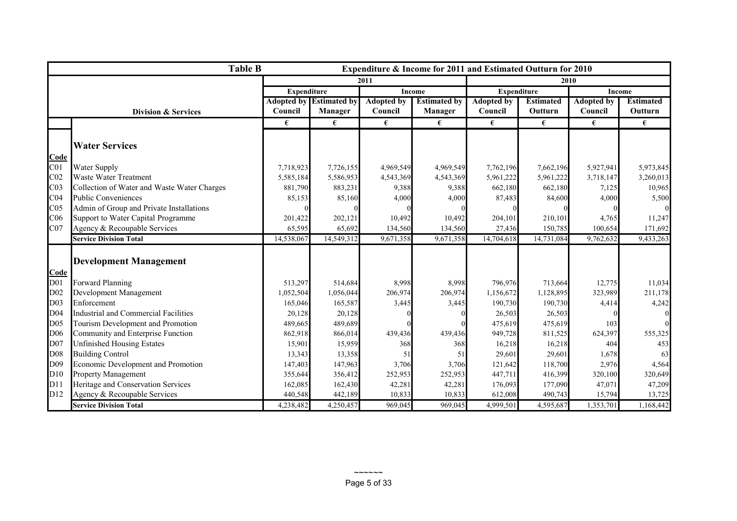| Table B | | Expenditure & Income for 2011 and Estimated Outturn for 2010 | | | | | | | |
|---|---|---|---|---|---|---|---|---|---|
| | | 2011 | | | | 2010 | | | |
| | | Expenditure | | Income | | Expenditure | | Income | |
| | Division & Services | Adopted by Council | Estimated by Manager | Adopted by Council | Estimated by Manager | Adopted by Council | Estimated Outturn | Adopted by Council | Estimated Outturn |
| | | € | € | € | € | € | € | € | € |
| | **Water Services** | | | | | | | | |
| **Code** | | | | | | | | | |
| C01 | Water Supply | 7,718,923 | 7,726,155 | 4,969,549 | 4,969,549 | 7,762,196 | 7,662,196 | 5,927,941 | 5,973,845 |
| C02 | Waste Water Treatment | 5,585,184 | 5,586,953 | 4,543,369 | 4,543,369 | 5,961,222 | 5,961,222 | 3,718,147 | 3,260,013 |
| C03 | Collection of Water and Waste Water Charges | 881,790 | 883,231 | 9,388 | 9,388 | 662,180 | 662,180 | 7,125 | 10,965 |
| C04 | Public Conveniences | 85,153 | 85,160 | 4,000 | 4,000 | 87,483 | 84,600 | 4,000 | 5,500 |
| C05 | Admin of Group and Private Installations | 0 | 0 | 0 | 0 | 0 | 0 | 0 | 0 |
| C06 | Support to Water Capital Programme | 201,422 | 202,121 | 10,492 | 10,492 | 204,101 | 210,101 | 4,765 | 11,247 |
| C07 | Agency & Recoupable Services | 65,595 | 65,692 | 134,560 | 134,560 | 27,436 | 150,785 | 100,654 | 171,692 |
| | **Service Division Total** | 14,538,067 | 14,549,312 | 9,671,358 | 9,671,358 | 14,704,618 | 14,731,084 | 9,762,632 | 9,433,263 |
| | **Development Management** | | | | | | | | |
| **Code** | | | | | | | | | |
| D01 | Forward Planning | 513,297 | 514,684 | 8,998 | 8,998 | 796,976 | 713,664 | 12,775 | 11,034 |
| D02 | Development Management | 1,052,504 | 1,056,044 | 206,974 | 206,974 | 1,156,672 | 1,128,895 | 323,989 | 211,178 |
| D03 | Enforcement | 165,046 | 165,587 | 3,445 | 3,445 | 190,730 | 190,730 | 4,414 | 4,242 |
| D04 | Industrial and Commercial Facilities | 20,128 | 20,128 | 0 | 0 | 26,503 | 26,503 | 0 | 0 |
| D05 | Tourism Development and Promotion | 489,665 | 489,689 | 0 | 0 | 475,619 | 475,619 | 103 | 0 |
| D06 | Community and Enterprise Function | 862,918 | 866,014 | 439,436 | 439,436 | 949,728 | 811,525 | 624,397 | 555,325 |
| D07 | Unfinished Housing Estates | 15,901 | 15,959 | 368 | 368 | 16,218 | 16,218 | 404 | 453 |
| D08 | Building Control | 13,343 | 13,358 | 51 | 51 | 29,601 | 29,601 | 1,678 | 63 |
| D09 | Economic Development and Promotion | 147,403 | 147,963 | 3,706 | 3,706 | 121,642 | 118,700 | 2,976 | 4,564 |
| D10 | Property Management | 355,644 | 356,412 | 252,953 | 252,953 | 447,711 | 416,399 | 320,100 | 320,649 |
| D11 | Heritage and Conservation Services | 162,085 | 162,430 | 42,281 | 42,281 | 176,093 | 177,090 | 47,071 | 47,209 |
| D12 | Agency & Recoupable Services | 440,548 | 442,189 | 10,833 | 10,833 | 612,008 | 490,743 | 15,794 | 13,725 |
| | **Service Division Total** | 4,238,482 | 4,250,457 | 969,045 | 969,045 | 4,999,501 | 4,595,687 | 1,353,701 | 1,168,442 |

~~~~~~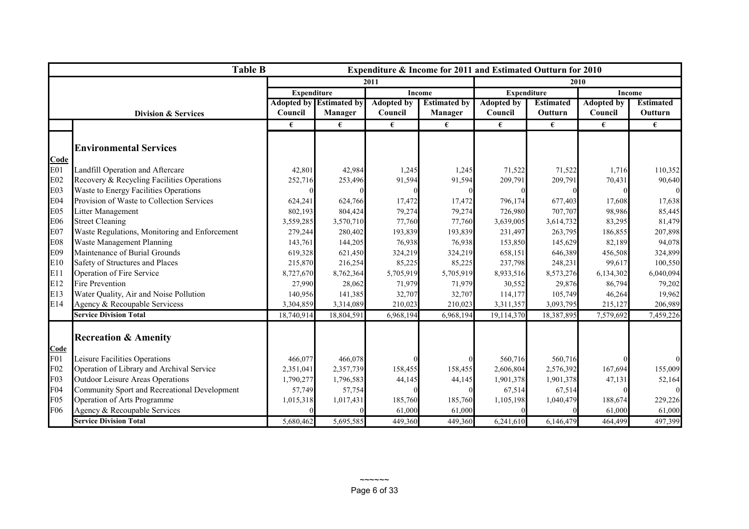| Table B | | Expenditure & Income for 2011 and Estimated Outturn for 2010 | | | | | | | |
|---|---|---|---|---|---|---|---|---|---|
| | | 2011 | | | | 2010 | | | |
| | | Expenditure | | Income | | Expenditure | | Income | |
| | Division & Services | Adopted by Council | Estimated by Manager | Adopted by Council | Estimated by Manager | Adopted by Council | Estimated Outturn | Adopted by Council | Estimated Outturn |
| | | € | € | € | € | € | € | € | € |
| | **Environmental Services** | | | | | | | | |
| **Code** | | | | | | | | | |
| E01 | Landfill Operation and Aftercare | 42,801 | 42,984 | 1,245 | 1,245 | 71,522 | 71,522 | 1,716 | 110,352 |
| E02 | Recovery & Recycling Facilities Operations | 252,716 | 253,496 | 91,594 | 91,594 | 209,791 | 209,791 | 70,431 | 90,640 |
| E03 | Waste to Energy Facilities Operations | 0 | 0 | 0 | 0 | 0 | 0 | 0 | 0 |
| E04 | Provision of Waste to Collection Services | 624,241 | 624,766 | 17,472 | 17,472 | 796,174 | 677,403 | 17,608 | 17,638 |
| E05 | Litter Management | 802,193 | 804,424 | 79,274 | 79,274 | 726,980 | 707,707 | 98,986 | 85,445 |
| E06 | Street Cleaning | 3,559,285 | 3,570,710 | 77,760 | 77,760 | 3,639,005 | 3,614,732 | 83,295 | 81,479 |
| E07 | Waste Regulations, Monitoring and Enforcement | 279,244 | 280,402 | 193,839 | 193,839 | 231,497 | 263,795 | 186,855 | 207,898 |
| E08 | Waste Management Planning | 143,761 | 144,205 | 76,938 | 76,938 | 153,850 | 145,629 | 82,189 | 94,078 |
| E09 | Maintenance of Burial Grounds | 619,328 | 621,450 | 324,219 | 324,219 | 658,151 | 646,389 | 456,508 | 324,899 |
| E10 | Safety of Structures and Places | 215,870 | 216,254 | 85,225 | 85,225 | 237,798 | 248,231 | 99,617 | 100,550 |
| E11 | Operation of Fire Service | 8,727,670 | 8,762,364 | 5,705,919 | 5,705,919 | 8,933,516 | 8,573,276 | 6,134,302 | 6,040,094 |
| E12 | Fire Prevention | 27,990 | 28,062 | 71,979 | 71,979 | 30,552 | 29,876 | 86,794 | 79,202 |
| E13 | Water Quality, Air and Noise Pollution | 140,956 | 141,385 | 32,707 | 32,707 | 114,177 | 105,749 | 46,264 | 19,962 |
| E14 | Agency & Recoupable Servicess | 3,304,859 | 3,314,089 | 210,023 | 210,023 | 3,311,357 | 3,093,795 | 215,127 | 206,989 |
| | **Service Division Total** | 18,740,914 | 18,804,591 | 6,968,194 | 6,968,194 | 19,114,370 | 18,387,895 | 7,579,692 | 7,459,226 |
| | **Recreation & Amenity** | | | | | | | | |
| **Code** | | | | | | | | | |
| F01 | Leisure Facilities Operations | 466,077 | 466,078 | 0 | 0 | 560,716 | 560,716 | 0 | 0 |
| F02 | Operation of Library and Archival Service | 2,351,041 | 2,357,739 | 158,455 | 158,455 | 2,606,804 | 2,576,392 | 167,694 | 155,009 |
| F03 | Outdoor Leisure Areas Operations | 1,790,277 | 1,796,583 | 44,145 | 44,145 | 1,901,378 | 1,901,378 | 47,131 | 52,164 |
| F04 | Community Sport and Recreational Development | 57,749 | 57,754 | 0 | 0 | 67,514 | 67,514 | 0 | 0 |
| F05 | Operation of Arts Programme | 1,015,318 | 1,017,431 | 185,760 | 185,760 | 1,105,198 | 1,040,479 | 188,674 | 229,226 |
| F06 | Agency & Recoupable Services | 0 | 0 | 61,000 | 61,000 | 0 | 0 | 61,000 | 61,000 |
| | **Service Division Total** | 5,680,462 | 5,695,585 | 449,360 | 449,360 | 6,241,610 | 6,146,479 | 464,499 | 497,399 |

~~~~~~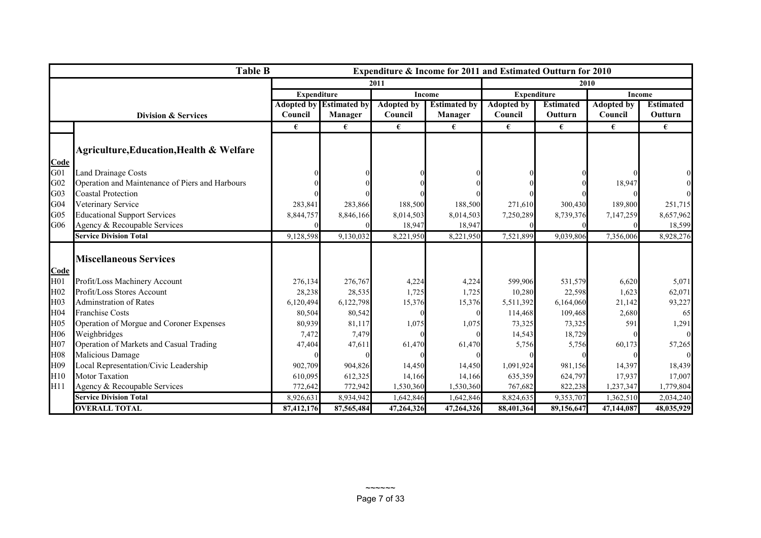| Table B | | Expenditure & Income for 2011 and Estimated Outturn for 2010 | | | | | | | |
|---|---|---|---|---|---|---|---|---|---|
| | | 2011 | | | | 2010 | | | |
| | | Expenditure | | Income | | Expenditure | | Income | |
| | Division & Services | Adopted by Council | Estimated by Manager | Adopted by Council | Estimated by Manager | Adopted by Council | Estimated Outturn | Adopted by Council | Estimated Outturn |
| | | € | € | € | € | € | € | € | € |
| Code | **Agriculture,Education,Health & Welfare** | | | | | | | | |
| G01 | Land Drainage Costs | 0 | 0 | 0 | 0 | 0 | 0 | 0 | 0 |
| G02 | Operation and Maintenance of Piers and Harbours | 0 | 0 | 0 | 0 | 0 | 0 | 18,947 | 0 |
| G03 | Coastal Protection | 0 | 0 | 0 | 0 | 0 | 0 | 0 | 0 |
| G04 | Veterinary Service | 283,841 | 283,866 | 188,500 | 188,500 | 271,610 | 300,430 | 189,800 | 251,715 |
| G05 | Educational Support Services | 8,844,757 | 8,846,166 | 8,014,503 | 8,014,503 | 7,250,289 | 8,739,376 | 7,147,259 | 8,657,962 |
| G06 | Agency & Recoupable Services | 0 | 0 | 18,947 | 18,947 | 0 | 0 | 0 | 18,599 |
| | **Service Division Total** | 9,128,598 | 9,130,032 | 8,221,950 | 8,221,950 | 7,521,899 | 9,039,806 | 7,356,006 | 8,928,276 |
| Code | **Miscellaneous Services** | | | | | | | | |
| H01 | Profit/Loss Machinery Account | 276,134 | 276,767 | 4,224 | 4,224 | 599,906 | 531,579 | 6,620 | 5,071 |
| H02 | Profit/Loss Stores Account | 28,238 | 28,535 | 1,725 | 1,725 | 10,280 | 22,598 | 1,623 | 62,071 |
| H03 | Adminstration of Rates | 6,120,494 | 6,122,798 | 15,376 | 15,376 | 5,511,392 | 6,164,060 | 21,142 | 93,227 |
| H04 | Franchise Costs | 80,504 | 80,542 | 0 | 0 | 114,468 | 109,468 | 2,680 | 65 |
| H05 | Operation of Morgue and Coroner Expenses | 80,939 | 81,117 | 1,075 | 1,075 | 73,325 | 73,325 | 591 | 1,291 |
| H06 | Weighbridges | 7,472 | 7,479 | 0 | 0 | 14,543 | 18,729 | 0 | 0 |
| H07 | Operation of Markets and Casual Trading | 47,404 | 47,611 | 61,470 | 61,470 | 5,756 | 5,756 | 60,173 | 57,265 |
| H08 | Malicious Damage | 0 | 0 | 0 | 0 | 0 | 0 | 0 | 0 |
| H09 | Local Representation/Civic Leadership | 902,709 | 904,826 | 14,450 | 14,450 | 1,091,924 | 981,156 | 14,397 | 18,439 |
| H10 | Motor Taxation | 610,095 | 612,325 | 14,166 | 14,166 | 635,359 | 624,797 | 17,937 | 17,007 |
| H11 | Agency & Recoupable Services | 772,642 | 772,942 | 1,530,360 | 1,530,360 | 767,682 | 822,238 | 1,237,347 | 1,779,804 |
| | **Service Division Total** | 8,926,631 | 8,934,942 | 1,642,846 | 1,642,846 | 8,824,635 | 9,353,707 | 1,362,510 | 2,034,240 |
| | **OVERALL TOTAL** | **87,412,176** | **87,565,484** | **47,264,326** | **47,264,326** | **88,401,364** | **89,156,647** | **47,144,087** | **48,035,929** |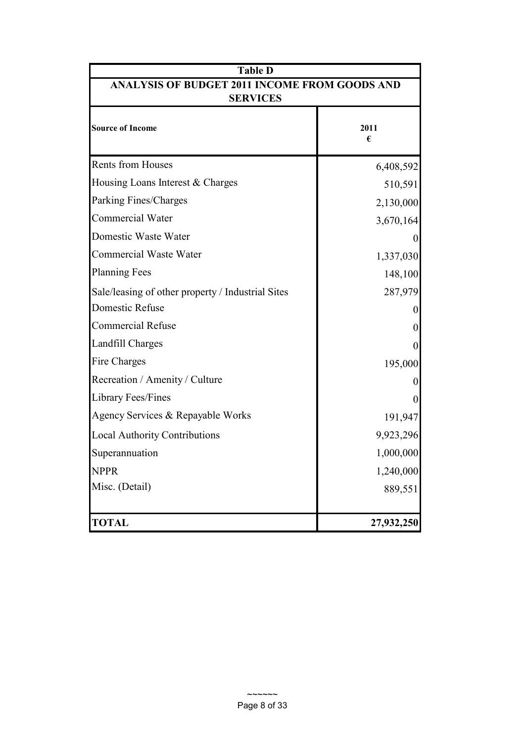| Table D | |
|---|---|
| **ANALYSIS OF BUDGET 2011 INCOME FROM GOODS AND SERVICES** | |
| **Source of Income** | **2011 €** |
| Rents from Houses | 6,408,592 |
| Housing Loans Interest & Charges | 510,591 |
| Parking Fines/Charges | 2,130,000 |
| Commercial Water | 3,670,164 |
| Domestic Waste Water | 0 |
| Commercial Waste Water | 1,337,030 |
| Planning Fees | 148,100 |
| Sale/leasing of other property / Industrial Sites | 287,979 |
| Domestic Refuse | 0 |
| Commercial Refuse | 0 |
| Landfill Charges | 0 |
| Fire Charges | 195,000 |
| Recreation / Amenity / Culture | 0 |
| Library Fees/Fines | 0 |
| Agency Services & Repayable Works | 191,947 |
| Local Authority Contributions | 9,923,296 |
| Superannuation | 1,000,000 |
| NPPR | 1,240,000 |
| Misc. (Detail) | 889,551 |
| **TOTAL** | **27,932,250** |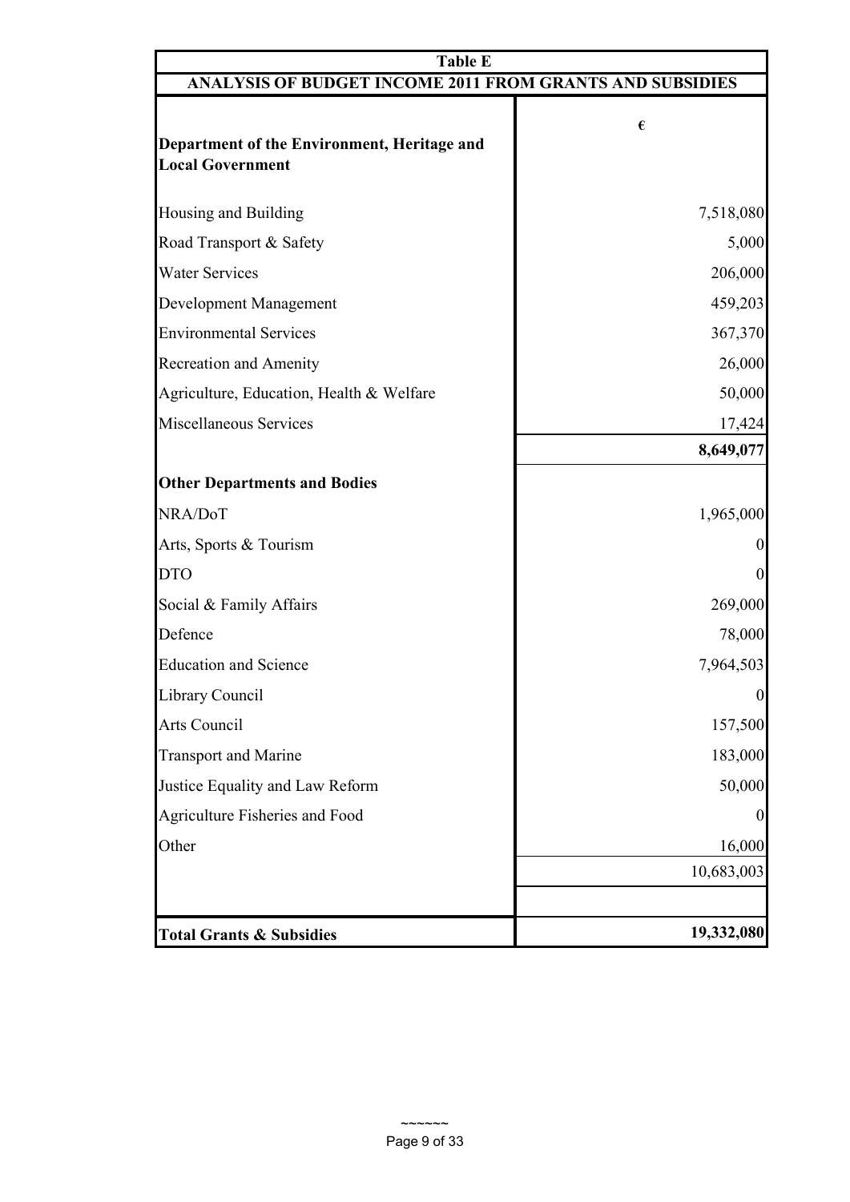| Table E | |
|---|---|
| **ANALYSIS OF BUDGET INCOME 2011 FROM GRANTS AND SUBSIDIES** | |
| **Department of the Environment, Heritage and Local Government** | **€** |
| Housing and Building | 7,518,080 |
| Road Transport & Safety | 5,000 |
| Water Services | 206,000 |
| Development Management | 459,203 |
| Environmental Services | 367,370 |
| Recreation and Amenity | 26,000 |
| Agriculture, Education, Health & Welfare | 50,000 |
| Miscellaneous Services | 17,424 |
| | **8,649,077** |
| **Other Departments and Bodies** | |
| NRA/DoT | 1,965,000 |
| Arts, Sports & Tourism | 0 |
| DTO | 0 |
| Social & Family Affairs | 269,000 |
| Defence | 78,000 |
| Education and Science | 7,964,503 |
| Library Council | 0 |
| Arts Council | 157,500 |
| Transport and Marine | 183,000 |
| Justice Equality and Law Reform | 50,000 |
| Agriculture Fisheries and Food | 0 |
| Other | 16,000 |
| | 10,683,003 |
| **Total Grants & Subsidies** | **19,332,080** |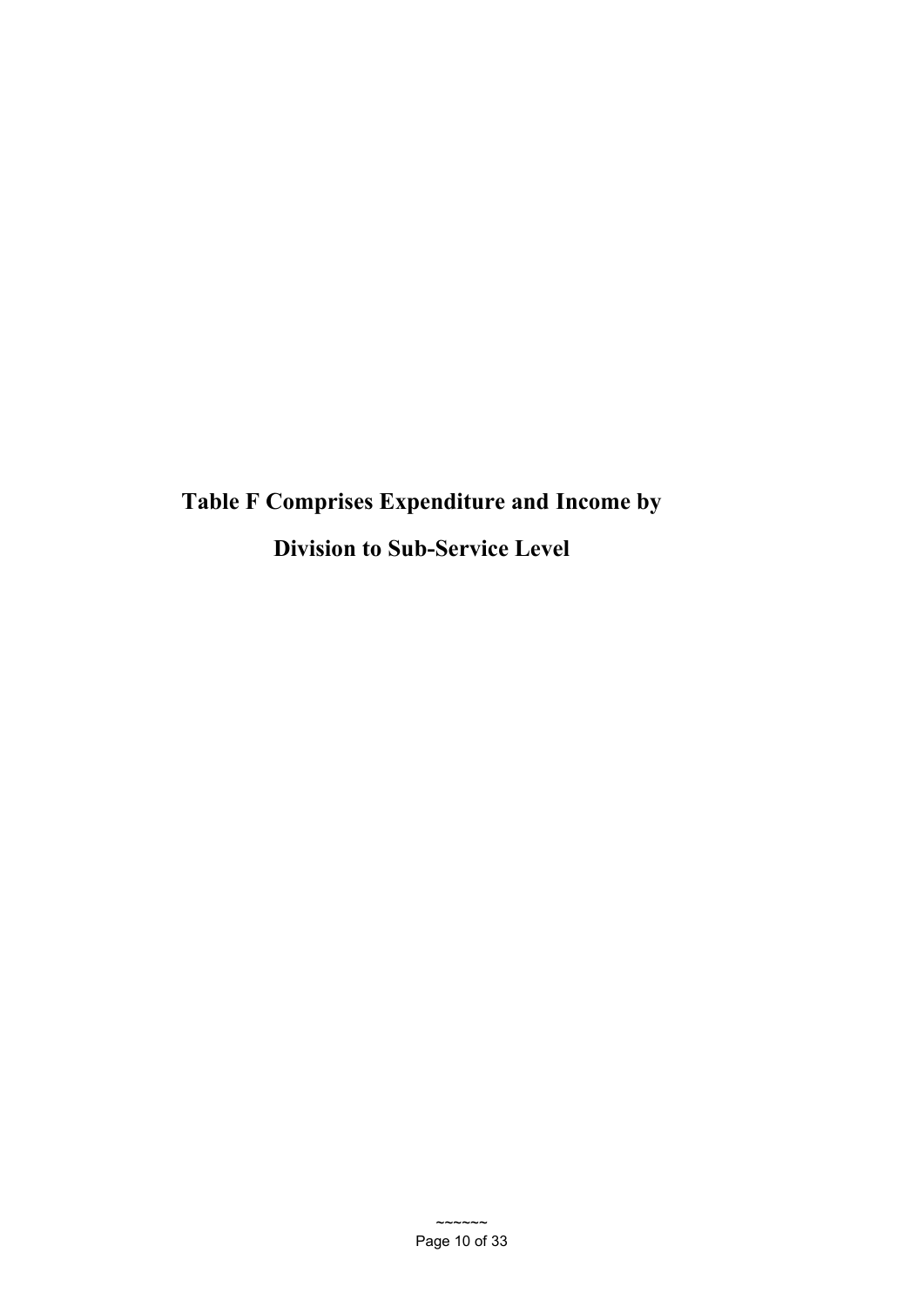# Table F Comprises Expenditure and Income by Division to Sub-Service Level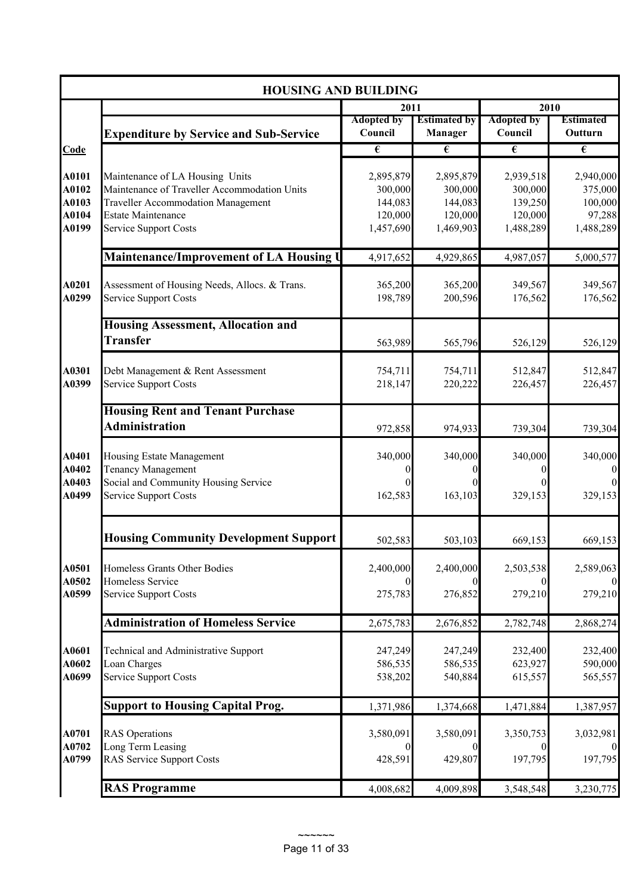## HOUSING AND BUILDING

| Code | Expenditure by Service and Sub-Service | 2011 Adopted by Council | 2011 Estimated by Manager | 2010 Adopted by Council | 2010 Estimated Outturn |
|---|---|---|---|---|---|
| | | € | € | € | € |
| A0101 | Maintenance of LA Housing Units | 2,895,879 | 2,895,879 | 2,939,518 | 2,940,000 |
| A0102 | Maintenance of Traveller Accommodation Units | 300,000 | 300,000 | 300,000 | 375,000 |
| A0103 | Traveller Accommodation Management | 144,083 | 144,083 | 139,250 | 100,000 |
| A0104 | Estate Maintenance | 120,000 | 120,000 | 120,000 | 97,288 |
| A0199 | Service Support Costs | 1,457,690 | 1,469,903 | 1,488,289 | 1,488,289 |
| | **Maintenance/Improvement of LA Housing U** | 4,917,652 | 4,929,865 | 4,987,057 | 5,000,577 |
| A0201 | Assessment of Housing Needs, Allocs. & Trans. | 365,200 | 365,200 | 349,567 | 349,567 |
| A0299 | Service Support Costs | 198,789 | 200,596 | 176,562 | 176,562 |
| | **Housing Assessment, Allocation and Transfer** | 563,989 | 565,796 | 526,129 | 526,129 |
| A0301 | Debt Management & Rent Assessment | 754,711 | 754,711 | 512,847 | 512,847 |
| A0399 | Service Support Costs | 218,147 | 220,222 | 226,457 | 226,457 |
| | **Housing Rent and Tenant Purchase Administration** | 972,858 | 974,933 | 739,304 | 739,304 |
| A0401 | Housing Estate Management | 340,000 | 340,000 | 340,000 | 340,000 |
| A0402 | Tenancy Management | 0 | 0 | 0 | 0 |
| A0403 | Social and Community Housing Service | 0 | 0 | 0 | 0 |
| A0499 | Service Support Costs | 162,583 | 163,103 | 329,153 | 329,153 |
| | **Housing Community Development Support** | 502,583 | 503,103 | 669,153 | 669,153 |
| A0501 | Homeless Grants Other Bodies | 2,400,000 | 2,400,000 | 2,503,538 | 2,589,063 |
| A0502 | Homeless Service | 0 | 0 | 0 | 0 |
| A0599 | Service Support Costs | 275,783 | 276,852 | 279,210 | 279,210 |
| | **Administration of Homeless Service** | 2,675,783 | 2,676,852 | 2,782,748 | 2,868,274 |
| A0601 | Technical and Administrative Support | 247,249 | 247,249 | 232,400 | 232,400 |
| A0602 | Loan Charges | 586,535 | 586,535 | 623,927 | 590,000 |
| A0699 | Service Support Costs | 538,202 | 540,884 | 615,557 | 565,557 |
| | **Support to Housing Capital Prog.** | 1,371,986 | 1,374,668 | 1,471,884 | 1,387,957 |
| A0701 | RAS Operations | 3,580,091 | 3,580,091 | 3,350,753 | 3,032,981 |
| A0702 | Long Term Leasing | 0 | 0 | 0 | 0 |
| A0799 | RAS Service Support Costs | 428,591 | 429,807 | 197,795 | 197,795 |
| | **RAS Programme** | 4,008,682 | 4,009,898 | 3,548,548 | 3,230,775 |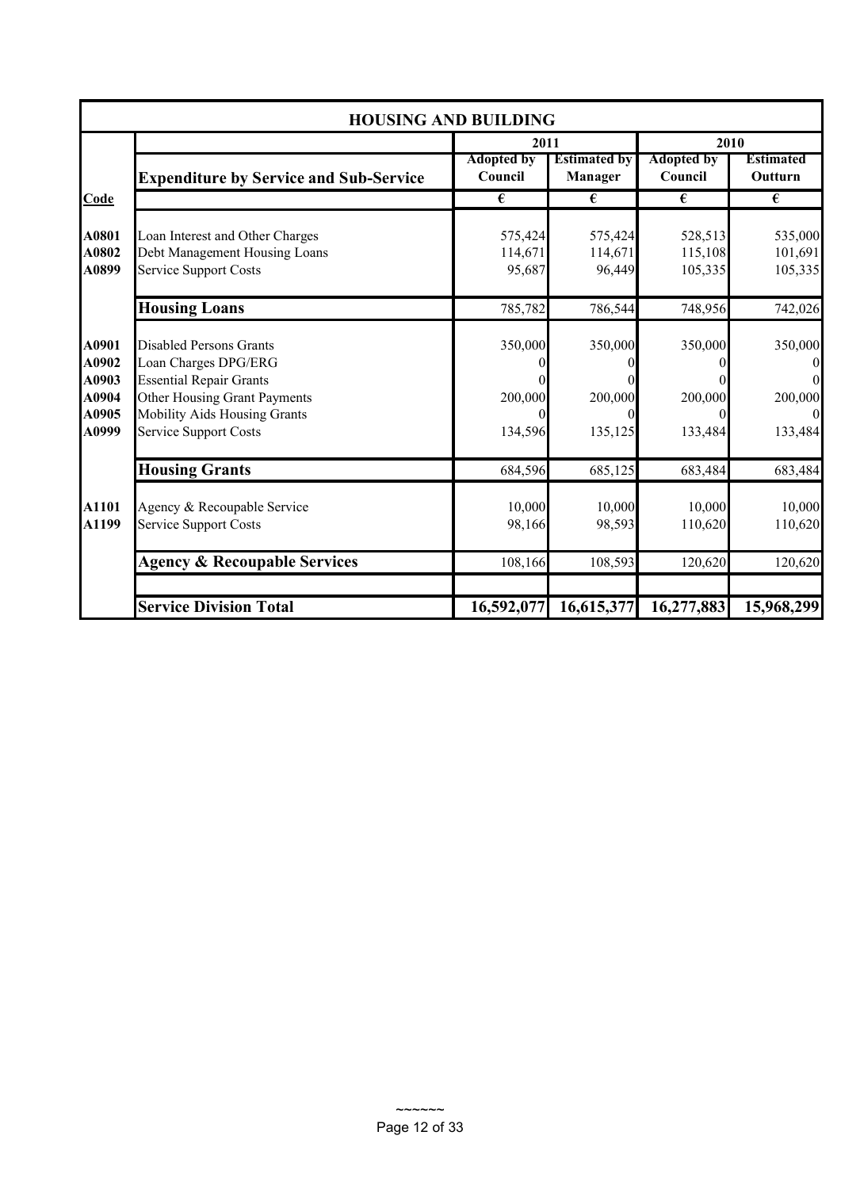## HOUSING AND BUILDING

| Code | Expenditure by Service and Sub-Service | 2011 Adopted by Council | 2011 Estimated by Manager | 2010 Adopted by Council | 2010 Estimated Outturn |
|---|---|---|---|---|---|
| | | € | € | € | € |
| A0801 | Loan Interest and Other Charges | 575,424 | 575,424 | 528,513 | 535,000 |
| A0802 | Debt Management Housing Loans | 114,671 | 114,671 | 115,108 | 101,691 |
| A0899 | Service Support Costs | 95,687 | 96,449 | 105,335 | 105,335 |
| | **Housing Loans** | 785,782 | 786,544 | 748,956 | 742,026 |
| A0901 | Disabled Persons Grants | 350,000 | 350,000 | 350,000 | 350,000 |
| A0902 | Loan Charges DPG/ERG | 0 | 0 | 0 | 0 |
| A0903 | Essential Repair Grants | 0 | 0 | 0 | 0 |
| A0904 | Other Housing Grant Payments | 200,000 | 200,000 | 200,000 | 200,000 |
| A0905 | Mobility Aids Housing Grants | 0 | 0 | 0 | 0 |
| A0999 | Service Support Costs | 134,596 | 135,125 | 133,484 | 133,484 |
| | **Housing Grants** | 684,596 | 685,125 | 683,484 | 683,484 |
| A1101 | Agency & Recoupable Service | 10,000 | 10,000 | 10,000 | 10,000 |
| A1199 | Service Support Costs | 98,166 | 98,593 | 110,620 | 110,620 |
| | **Agency & Recoupable Services** | 108,166 | 108,593 | 120,620 | 120,620 |
| | **Service Division Total** | **16,592,077** | **16,615,377** | **16,277,883** | **15,968,299** |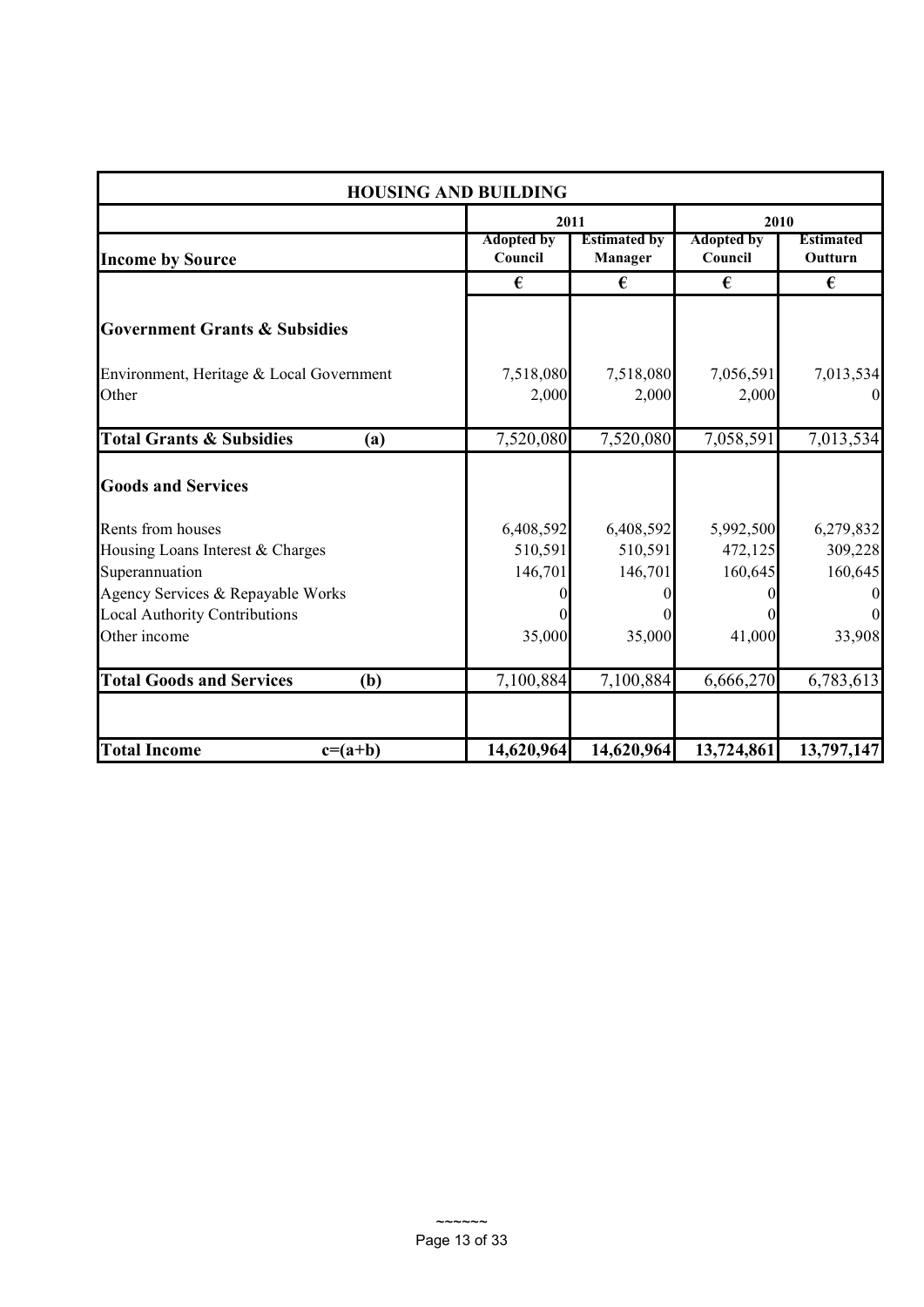| HOUSING AND BUILDING | | | | |
|---|---|---|---|---|
| | 2011 | | 2010 | |
| **Income by Source** | Adopted by Council | Estimated by Manager | Adopted by Council | Estimated Outturn |
| | € | € | € | € |
| **Government Grants & Subsidies** | | | | |
| Environment, Heritage & Local Government | 7,518,080 | 7,518,080 | 7,056,591 | 7,013,534 |
| Other | 2,000 | 2,000 | 2,000 | 0 |
| **Total Grants & Subsidies (a)** | 7,520,080 | 7,520,080 | 7,058,591 | 7,013,534 |
| **Goods and Services** | | | | |
| Rents from houses | 6,408,592 | 6,408,592 | 5,992,500 | 6,279,832 |
| Housing Loans Interest & Charges | 510,591 | 510,591 | 472,125 | 309,228 |
| Superannuation | 146,701 | 146,701 | 160,645 | 160,645 |
| Agency Services & Repayable Works | 0 | 0 | 0 | 0 |
| Local Authority Contributions | 0 | 0 | 0 | 0 |
| Other income | 35,000 | 35,000 | 41,000 | 33,908 |
| **Total Goods and Services (b)** | 7,100,884 | 7,100,884 | 6,666,270 | 6,783,613 |
| **Total Income c=(a+b)** | **14,620,964** | **14,620,964** | **13,724,861** | **13,797,147** |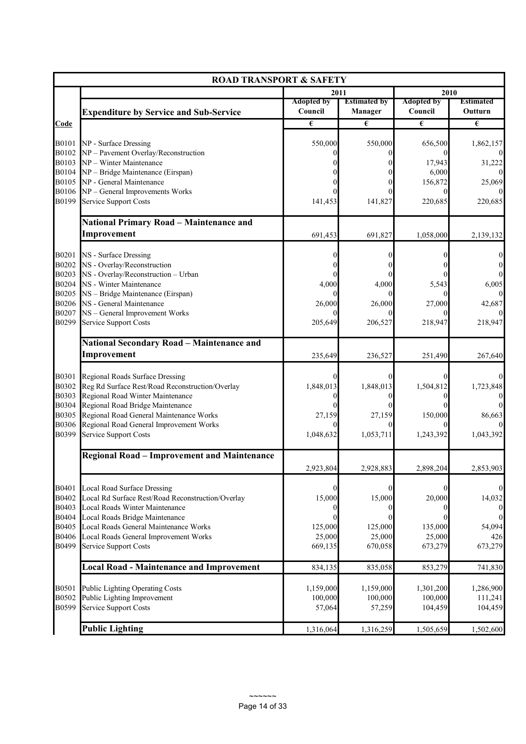| ROAD TRANSPORT & SAFETY | | | | | |
|---|---|---|---|---|---|
| | | 2011 | | 2010 | |
| | **Expenditure by Service and Sub-Service** | Adopted by Council | Estimated by Manager | Adopted by Council | Estimated Outturn |
| **Code** | | € | € | € | € |
| B0101 | NP - Surface Dressing | 550,000 | 550,000 | 656,500 | 1,862,157 |
| B0102 | NP – Pavement Overlay/Reconstruction | 0 | 0 | 0 | 0 |
| B0103 | NP – Winter Maintenance | 0 | 0 | 17,943 | 31,222 |
| B0104 | NP – Bridge Maintenance (Eirspan) | 0 | 0 | 6,000 | 0 |
| B0105 | NP - General Maintenance | 0 | 0 | 156,872 | 25,069 |
| B0106 | NP – General Improvements Works | 0 | 0 | 0 | 0 |
| B0199 | Service Support Costs | 141,453 | 141,827 | 220,685 | 220,685 |
| | **National Primary Road – Maintenance and Improvement** | 691,453 | 691,827 | 1,058,000 | 2,139,132 |
| B0201 | NS - Surface Dressing | 0 | 0 | 0 | 0 |
| B0202 | NS - Overlay/Reconstruction | 0 | 0 | 0 | 0 |
| B0203 | NS - Overlay/Reconstruction – Urban | 0 | 0 | 0 | 0 |
| B0204 | NS - Winter Maintenance | 4,000 | 4,000 | 5,543 | 6,005 |
| B0205 | NS – Bridge Maintenance (Eirspan) | 0 | 0 | 0 | 0 |
| B0206 | NS - General Maintenance | 26,000 | 26,000 | 27,000 | 42,687 |
| B0207 | NS – General Improvement Works | 0 | 0 | 0 | 0 |
| B0299 | Service Support Costs | 205,649 | 206,527 | 218,947 | 218,947 |
| | **National Secondary Road – Maintenance and Improvement** | 235,649 | 236,527 | 251,490 | 267,640 |
| B0301 | Regional Roads Surface Dressing | 0 | 0 | 0 | 0 |
| B0302 | Reg Rd Surface Rest/Road Reconstruction/Overlay | 1,848,013 | 1,848,013 | 1,504,812 | 1,723,848 |
| B0303 | Regional Road Winter Maintenance | 0 | 0 | 0 | 0 |
| B0304 | Regional Road Bridge Maintenance | 0 | 0 | 0 | 0 |
| B0305 | Regional Road General Maintenance Works | 27,159 | 27,159 | 150,000 | 86,663 |
| B0306 | Regional Road General Improvement Works | 0 | 0 | 0 | 0 |
| B0399 | Service Support Costs | 1,048,632 | 1,053,711 | 1,243,392 | 1,043,392 |
| | **Regional Road – Improvement and Maintenance** | 2,923,804 | 2,928,883 | 2,898,204 | 2,853,903 |
| B0401 | Local Road Surface Dressing | 0 | 0 | 0 | 0 |
| B0402 | Local Rd Surface Rest/Road Reconstruction/Overlay | 15,000 | 15,000 | 20,000 | 14,032 |
| B0403 | Local Roads Winter Maintenance | 0 | 0 | 0 | 0 |
| B0404 | Local Roads Bridge Maintenance | 0 | 0 | 0 | 0 |
| B0405 | Local Roads General Maintenance Works | 125,000 | 125,000 | 135,000 | 54,094 |
| B0406 | Local Roads General Improvement Works | 25,000 | 25,000 | 25,000 | 426 |
| B0499 | Service Support Costs | 669,135 | 670,058 | 673,279 | 673,279 |
| | **Local Road - Maintenance and Improvement** | 834,135 | 835,058 | 853,279 | 741,830 |
| B0501 | Public Lighting Operating Costs | 1,159,000 | 1,159,000 | 1,301,200 | 1,286,900 |
| B0502 | Public Lighting Improvement | 100,000 | 100,000 | 100,000 | 111,241 |
| B0599 | Service Support Costs | 57,064 | 57,259 | 104,459 | 104,459 |
| | **Public Lighting** | 1,316,064 | 1,316,259 | 1,505,659 | 1,502,600 |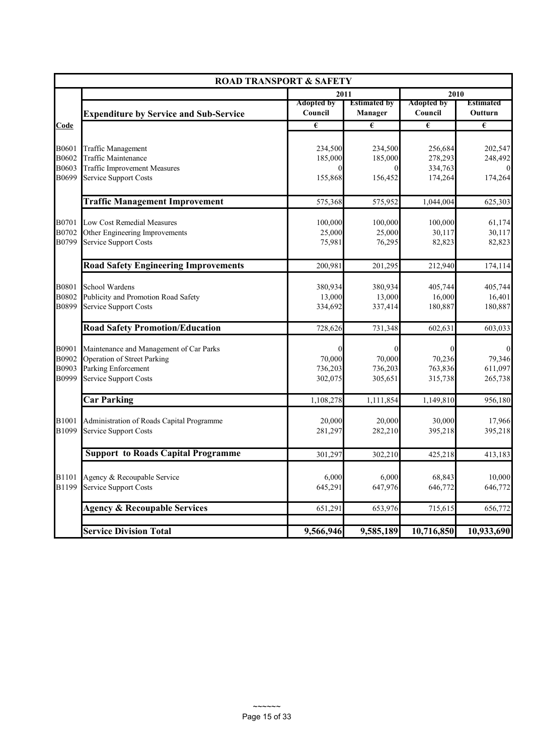| ROAD TRANSPORT & SAFETY | | | | | |
|---|---|---|---|---|---|
| | | 2011 | | 2010 | |
| | **Expenditure by Service and Sub-Service** | Adopted by Council | Estimated by Manager | Adopted by Council | Estimated Outturn |
| **Code** | | € | € | € | € |
| B0601 | Traffic Management | 234,500 | 234,500 | 256,684 | 202,547 |
| B0602 | Traffic Maintenance | 185,000 | 185,000 | 278,293 | 248,492 |
| B0603 | Traffic Improvement Measures | 0 | 0 | 334,763 | 0 |
| B0699 | Service Support Costs | 155,868 | 156,452 | 174,264 | 174,264 |
| | **Traffic Management Improvement** | 575,368 | 575,952 | 1,044,004 | 625,303 |
| B0701 | Low Cost Remedial Measures | 100,000 | 100,000 | 100,000 | 61,174 |
| B0702 | Other Engineering Improvements | 25,000 | 25,000 | 30,117 | 30,117 |
| B0799 | Service Support Costs | 75,981 | 76,295 | 82,823 | 82,823 |
| | **Road Safety Engineering Improvements** | 200,981 | 201,295 | 212,940 | 174,114 |
| B0801 | School Wardens | 380,934 | 380,934 | 405,744 | 405,744 |
| B0802 | Publicity and Promotion Road Safety | 13,000 | 13,000 | 16,000 | 16,401 |
| B0899 | Service Support Costs | 334,692 | 337,414 | 180,887 | 180,887 |
| | **Road Safety Promotion/Education** | 728,626 | 731,348 | 602,631 | 603,033 |
| B0901 | Maintenance and Management of Car Parks | 0 | 0 | 0 | 0 |
| B0902 | Operation of Street Parking | 70,000 | 70,000 | 70,236 | 79,346 |
| B0903 | Parking Enforcement | 736,203 | 736,203 | 763,836 | 611,097 |
| B0999 | Service Support Costs | 302,075 | 305,651 | 315,738 | 265,738 |
| | **Car Parking** | 1,108,278 | 1,111,854 | 1,149,810 | 956,180 |
| B1001 | Administration of Roads Capital Programme | 20,000 | 20,000 | 30,000 | 17,966 |
| B1099 | Service Support Costs | 281,297 | 282,210 | 395,218 | 395,218 |
| | **Support to Roads Capital Programme** | 301,297 | 302,210 | 425,218 | 413,183 |
| B1101 | Agency & Recoupable Service | 6,000 | 6,000 | 68,843 | 10,000 |
| B1199 | Service Support Costs | 645,291 | 647,976 | 646,772 | 646,772 |
| | **Agency & Recoupable Services** | 651,291 | 653,976 | 715,615 | 656,772 |
| | **Service Division Total** | **9,566,946** | **9,585,189** | **10,716,850** | **10,933,690** |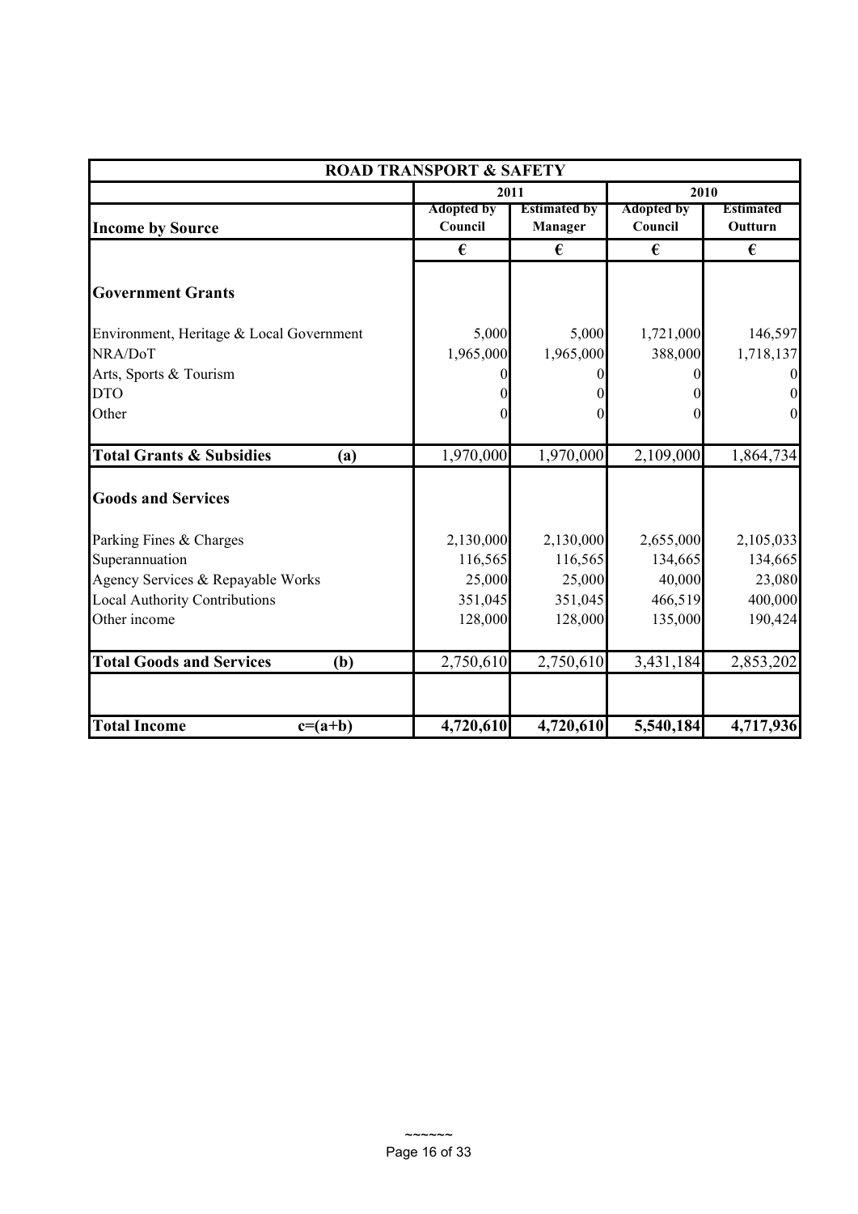| ROAD TRANSPORT & SAFETY | | | | |
|---|---|---|---|---|
| | 2011 | | 2010 | |
| **Income by Source** | Adopted by Council | Estimated by Manager | Adopted by Council | Estimated Outturn |
| | € | € | € | € |
| **Government Grants** | | | | |
| Environment, Heritage & Local Government | 5,000 | 5,000 | 1,721,000 | 146,597 |
| NRA/DoT | 1,965,000 | 1,965,000 | 388,000 | 1,718,137 |
| Arts, Sports & Tourism | 0 | 0 | 0 | 0 |
| DTO | 0 | 0 | 0 | 0 |
| Other | 0 | 0 | 0 | 0 |
| **Total Grants & Subsidies (a)** | 1,970,000 | 1,970,000 | 2,109,000 | 1,864,734 |
| **Goods and Services** | | | | |
| Parking Fines & Charges | 2,130,000 | 2,130,000 | 2,655,000 | 2,105,033 |
| Superannuation | 116,565 | 116,565 | 134,665 | 134,665 |
| Agency Services & Repayable Works | 25,000 | 25,000 | 40,000 | 23,080 |
| Local Authority Contributions | 351,045 | 351,045 | 466,519 | 400,000 |
| Other income | 128,000 | 128,000 | 135,000 | 190,424 |
| **Total Goods and Services (b)** | 2,750,610 | 2,750,610 | 3,431,184 | 2,853,202 |
| **Total Income c=(a+b)** | **4,720,610** | **4,720,610** | **5,540,184** | **4,717,936** |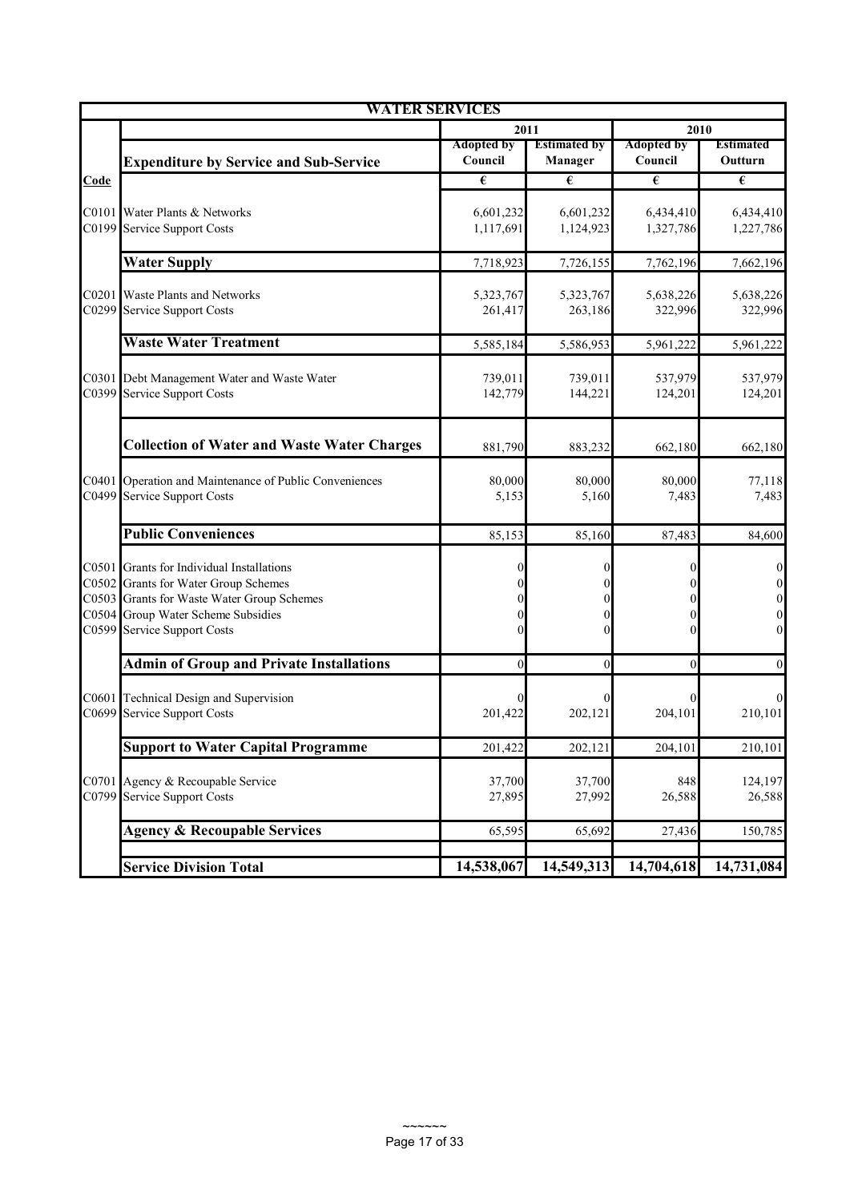# WATER SERVICES

| Code | Expenditure by Service and Sub-Service | 2011 Adopted by Council | 2011 Estimated by Manager | 2010 Adopted by Council | 2010 Estimated Outturn |
|---|---|---|---|---|---|
| | | € | € | € | € |
| C0101 | Water Plants & Networks | 6,601,232 | 6,601,232 | 6,434,410 | 6,434,410 |
| C0199 | Service Support Costs | 1,117,691 | 1,124,923 | 1,327,786 | 1,227,786 |
| | **Water Supply** | 7,718,923 | 7,726,155 | 7,762,196 | 7,662,196 |
| C0201 | Waste Plants and Networks | 5,323,767 | 5,323,767 | 5,638,226 | 5,638,226 |
| C0299 | Service Support Costs | 261,417 | 263,186 | 322,996 | 322,996 |
| | **Waste Water Treatment** | 5,585,184 | 5,586,953 | 5,961,222 | 5,961,222 |
| C0301 | Debt Management Water and Waste Water | 739,011 | 739,011 | 537,979 | 537,979 |
| C0399 | Service Support Costs | 142,779 | 144,221 | 124,201 | 124,201 |
| | **Collection of Water and Waste Water Charges** | 881,790 | 883,232 | 662,180 | 662,180 |
| C0401 | Operation and Maintenance of Public Conveniences | 80,000 | 80,000 | 80,000 | 77,118 |
| C0499 | Service Support Costs | 5,153 | 5,160 | 7,483 | 7,483 |
| | **Public Conveniences** | 85,153 | 85,160 | 87,483 | 84,600 |
| C0501 | Grants for Individual Installations | 0 | 0 | 0 | 0 |
| C0502 | Grants for Water Group Schemes | 0 | 0 | 0 | 0 |
| C0503 | Grants for Waste Water Group Schemes | 0 | 0 | 0 | 0 |
| C0504 | Group Water Scheme Subsidies | 0 | 0 | 0 | 0 |
| C0599 | Service Support Costs | 0 | 0 | 0 | 0 |
| | **Admin of Group and Private Installations** | 0 | 0 | 0 | 0 |
| C0601 | Technical Design and Supervision | 0 | 0 | 0 | 0 |
| C0699 | Service Support Costs | 201,422 | 202,121 | 204,101 | 210,101 |
| | **Support to Water Capital Programme** | 201,422 | 202,121 | 204,101 | 210,101 |
| C0701 | Agency & Recoupable Service | 37,700 | 37,700 | 848 | 124,197 |
| C0799 | Service Support Costs | 27,895 | 27,992 | 26,588 | 26,588 |
| | **Agency & Recoupable Services** | 65,595 | 65,692 | 27,436 | 150,785 |
| | **Service Division Total** | **14,538,067** | **14,549,313** | **14,704,618** | **14,731,084** |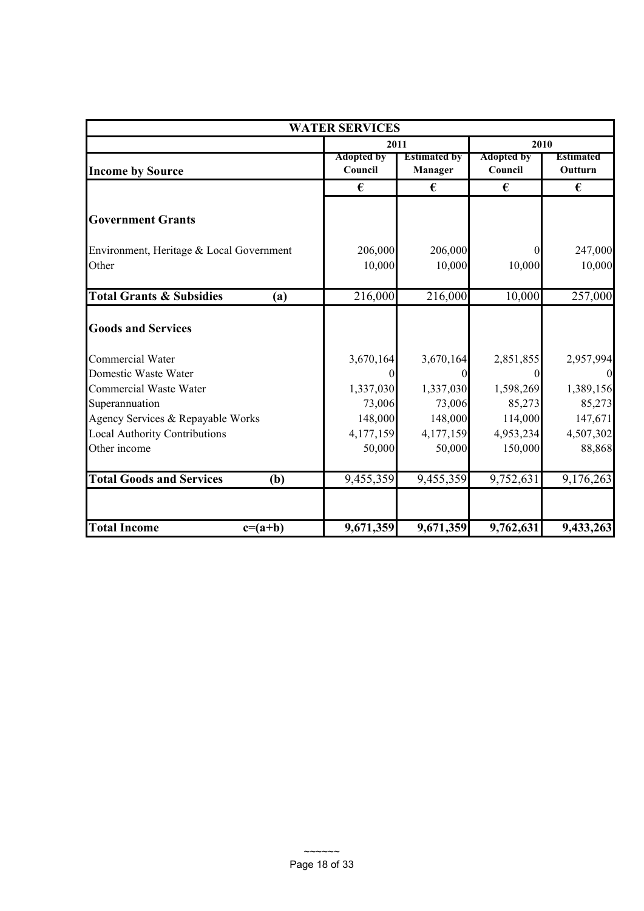| WATER SERVICES | | | | |
|---|---|---|---|---|
| | 2011 | | 2010 | |
| **Income by Source** | **Adopted by Council** | **Estimated by Manager** | **Adopted by Council** | **Estimated Outturn** |
| | € | € | € | € |
| **Government Grants** | | | | |
| Environment, Heritage & Local Government | 206,000 | 206,000 | 0 | 247,000 |
| Other | 10,000 | 10,000 | 10,000 | 10,000 |
| **Total Grants & Subsidies (a)** | 216,000 | 216,000 | 10,000 | 257,000 |
| **Goods and Services** | | | | |
| Commercial Water | 3,670,164 | 3,670,164 | 2,851,855 | 2,957,994 |
| Domestic Waste Water | 0 | 0 | 0 | 0 |
| Commercial Waste Water | 1,337,030 | 1,337,030 | 1,598,269 | 1,389,156 |
| Superannuation | 73,006 | 73,006 | 85,273 | 85,273 |
| Agency Services & Repayable Works | 148,000 | 148,000 | 114,000 | 147,671 |
| Local Authority Contributions | 4,177,159 | 4,177,159 | 4,953,234 | 4,507,302 |
| Other income | 50,000 | 50,000 | 150,000 | 88,868 |
| **Total Goods and Services (b)** | 9,455,359 | 9,455,359 | 9,752,631 | 9,176,263 |
| **Total Income c=(a+b)** | **9,671,359** | **9,671,359** | **9,762,631** | **9,433,263** |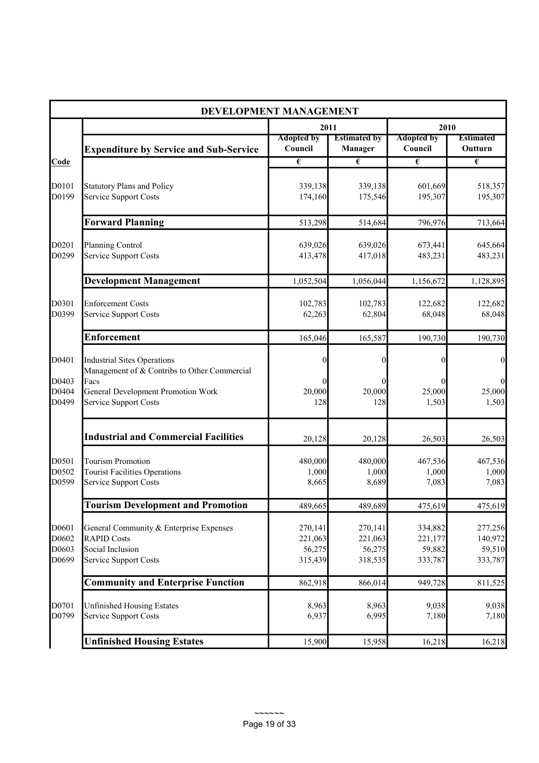## DEVELOPMENT MANAGEMENT

| Code | Expenditure by Service and Sub-Service | 2011 | | 2010 | |
|---|---|---|---|---|---|
| | | Adopted by Council | Estimated by Manager | Adopted by Council | Estimated Outturn |
| | | € | € | € | € |
| D0101 | Statutory Plans and Policy | 339,138 | 339,138 | 601,669 | 518,357 |
| D0199 | Service Support Costs | 174,160 | 175,546 | 195,307 | 195,307 |
| | **Forward Planning** | 513,298 | 514,684 | 796,976 | 713,664 |
| D0201 | Planning Control | 639,026 | 639,026 | 673,441 | 645,664 |
| D0299 | Service Support Costs | 413,478 | 417,018 | 483,231 | 483,231 |
| | **Development Management** | 1,052,504 | 1,056,044 | 1,156,672 | 1,128,895 |
| D0301 | Enforcement Costs | 102,783 | 102,783 | 122,682 | 122,682 |
| D0399 | Service Support Costs | 62,263 | 62,804 | 68,048 | 68,048 |
| | **Enforcement** | 165,046 | 165,587 | 190,730 | 190,730 |
| D0401 | Industrial Sites Operations | 0 | 0 | 0 | 0 |
| D0403 | Management of & Contribs to Other Commercial Facs | 0 | 0 | 0 | 0 |
| D0404 | General Development Promotion Work | 20,000 | 20,000 | 25,000 | 25,000 |
| D0499 | Service Support Costs | 128 | 128 | 1,503 | 1,503 |
| | **Industrial and Commercial Facilities** | 20,128 | 20,128 | 26,503 | 26,503 |
| D0501 | Tourism Promotion | 480,000 | 480,000 | 467,536 | 467,536 |
| D0502 | Tourist Facilities Operations | 1,000 | 1,000 | 1,000 | 1,000 |
| D0599 | Service Support Costs | 8,665 | 8,689 | 7,083 | 7,083 |
| | **Tourism Development and Promotion** | 489,665 | 489,689 | 475,619 | 475,619 |
| D0601 | General Community & Enterprise Expenses | 270,141 | 270,141 | 334,882 | 277,256 |
| D0602 | RAPID Costs | 221,063 | 221,063 | 221,177 | 140,972 |
| D0603 | Social Inclusion | 56,275 | 56,275 | 59,882 | 59,510 |
| D0699 | Service Support Costs | 315,439 | 318,535 | 333,787 | 333,787 |
| | **Community and Enterprise Function** | 862,918 | 866,014 | 949,728 | 811,525 |
| D0701 | Unfinished Housing Estates | 8,963 | 8,963 | 9,038 | 9,038 |
| D0799 | Service Support Costs | 6,937 | 6,995 | 7,180 | 7,180 |
| | **Unfinished Housing Estates** | 15,900 | 15,958 | 16,218 | 16,218 |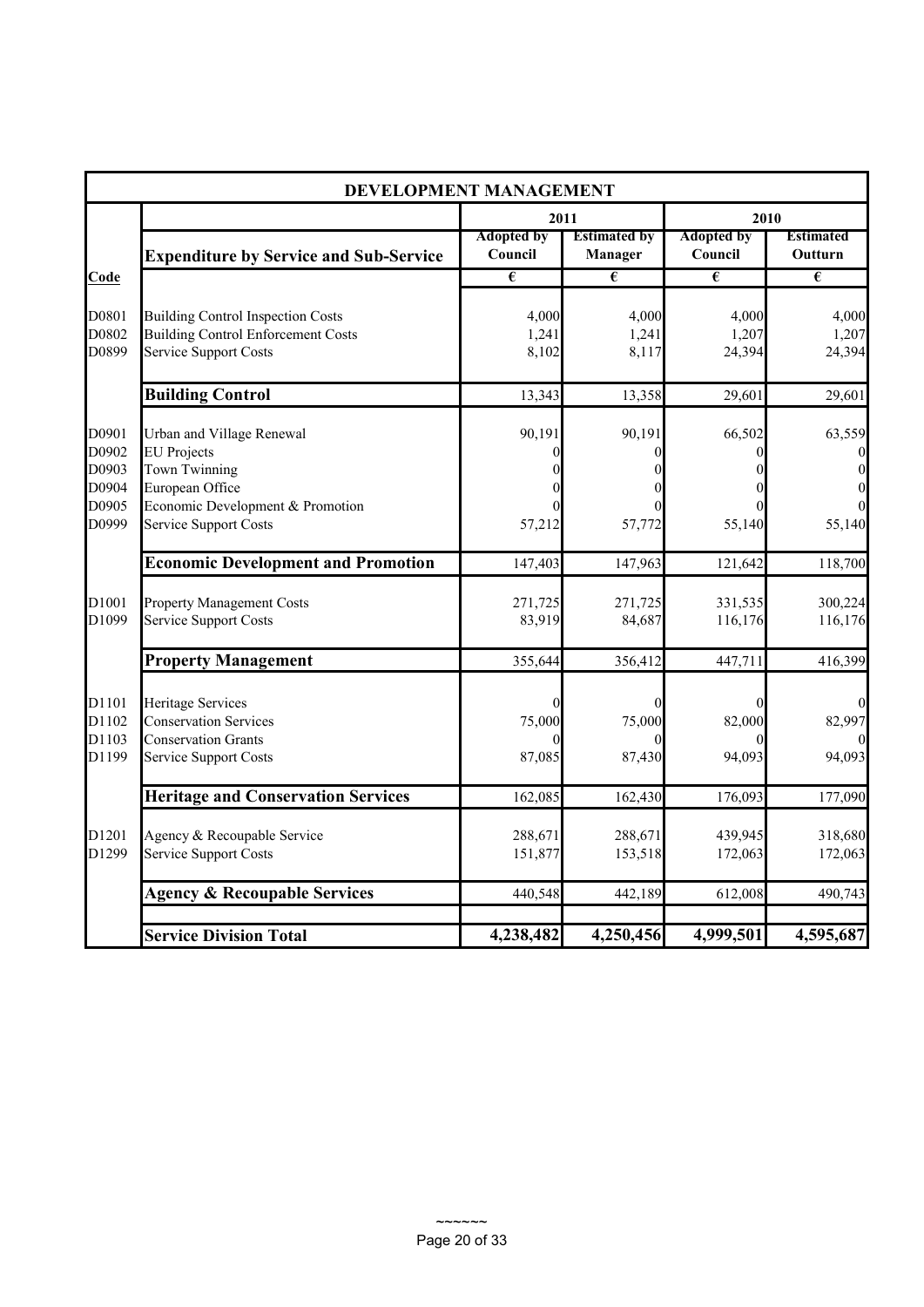| DEVELOPMENT MANAGEMENT | | | | | |
|---|---|---|---|---|---|
| | | 2011 | | 2010 | |
| | **Expenditure by Service and Sub-Service** | Adopted by Council | Estimated by Manager | Adopted by Council | Estimated Outturn |
| **Code** | | € | € | € | € |
| D0801 | Building Control Inspection Costs | 4,000 | 4,000 | 4,000 | 4,000 |
| D0802 | Building Control Enforcement Costs | 1,241 | 1,241 | 1,207 | 1,207 |
| D0899 | Service Support Costs | 8,102 | 8,117 | 24,394 | 24,394 |
| | **Building Control** | 13,343 | 13,358 | 29,601 | 29,601 |
| D0901 | Urban and Village Renewal | 90,191 | 90,191 | 66,502 | 63,559 |
| D0902 | EU Projects | 0 | 0 | 0 | 0 |
| D0903 | Town Twinning | 0 | 0 | 0 | 0 |
| D0904 | European Office | 0 | 0 | 0 | 0 |
| D0905 | Economic Development & Promotion | 0 | 0 | 0 | 0 |
| D0999 | Service Support Costs | 57,212 | 57,772 | 55,140 | 55,140 |
| | **Economic Development and Promotion** | 147,403 | 147,963 | 121,642 | 118,700 |
| D1001 | Property Management Costs | 271,725 | 271,725 | 331,535 | 300,224 |
| D1099 | Service Support Costs | 83,919 | 84,687 | 116,176 | 116,176 |
| | **Property Management** | 355,644 | 356,412 | 447,711 | 416,399 |
| D1101 | Heritage Services | 0 | 0 | 0 | 0 |
| D1102 | Conservation Services | 75,000 | 75,000 | 82,000 | 82,997 |
| D1103 | Conservation Grants | 0 | 0 | 0 | 0 |
| D1199 | Service Support Costs | 87,085 | 87,430 | 94,093 | 94,093 |
| | **Heritage and Conservation Services** | 162,085 | 162,430 | 176,093 | 177,090 |
| D1201 | Agency & Recoupable Service | 288,671 | 288,671 | 439,945 | 318,680 |
| D1299 | Service Support Costs | 151,877 | 153,518 | 172,063 | 172,063 |
| | **Agency & Recoupable Services** | 440,548 | 442,189 | 612,008 | 490,743 |
| | **Service Division Total** | **4,238,482** | **4,250,456** | **4,999,501** | **4,595,687** |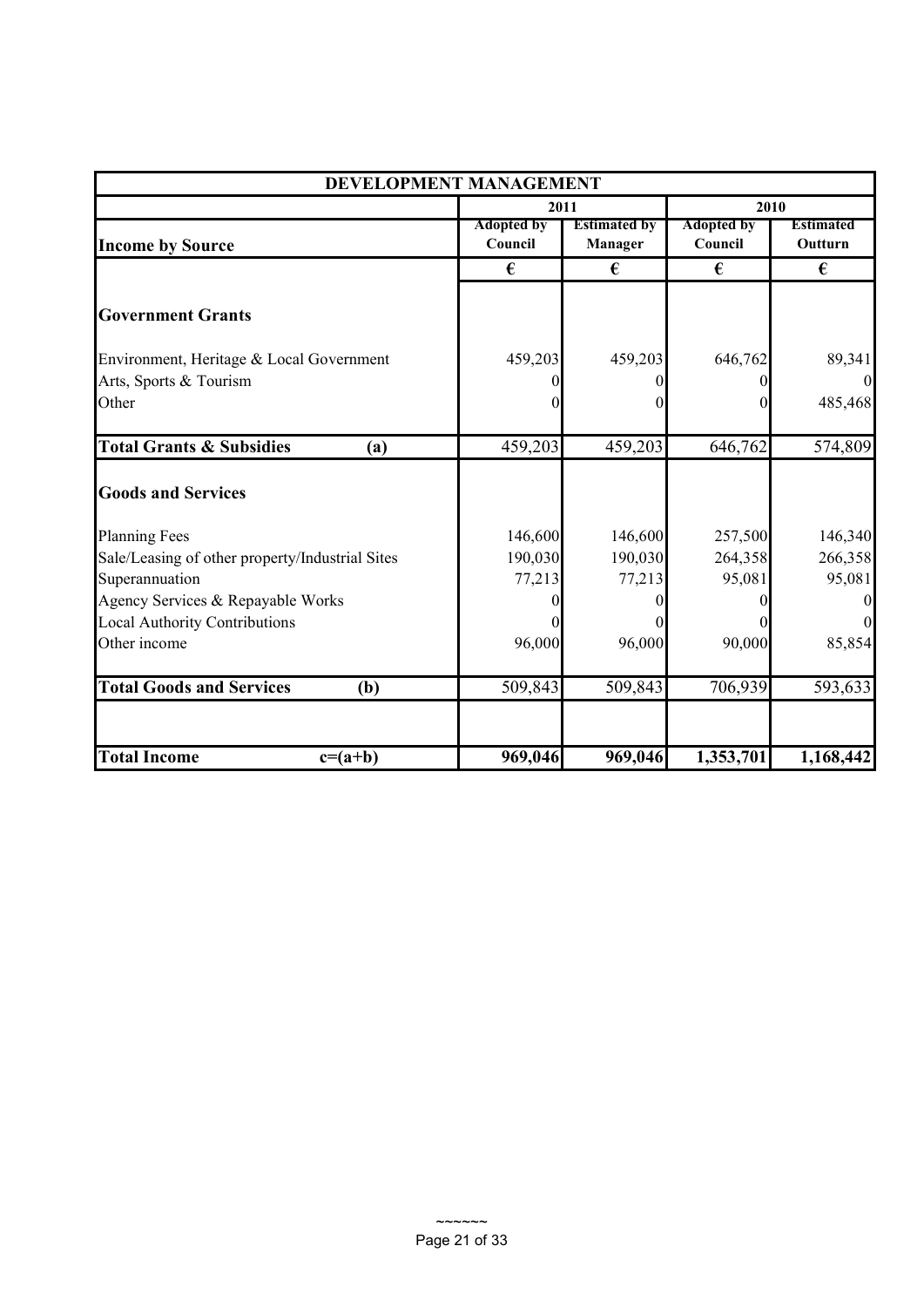| DEVELOPMENT MANAGEMENT | | | | |
|---|---|---|---|---|
| | 2011 | | 2010 | |
| **Income by Source** | Adopted by Council | Estimated by Manager | Adopted by Council | Estimated Outturn |
| | € | € | € | € |
| **Government Grants** | | | | |
| Environment, Heritage & Local Government | 459,203 | 459,203 | 646,762 | 89,341 |
| Arts, Sports & Tourism | 0 | 0 | 0 | 0 |
| Other | 0 | 0 | 0 | 485,468 |
| **Total Grants & Subsidies (a)** | 459,203 | 459,203 | 646,762 | 574,809 |
| **Goods and Services** | | | | |
| Planning Fees | 146,600 | 146,600 | 257,500 | 146,340 |
| Sale/Leasing of other property/Industrial Sites | 190,030 | 190,030 | 264,358 | 266,358 |
| Superannuation | 77,213 | 77,213 | 95,081 | 95,081 |
| Agency Services & Repayable Works | 0 | 0 | 0 | 0 |
| Local Authority Contributions | 0 | 0 | 0 | 0 |
| Other income | 96,000 | 96,000 | 90,000 | 85,854 |
| **Total Goods and Services (b)** | 509,843 | 509,843 | 706,939 | 593,633 |
| **Total Income c=(a+b)** | **969,046** | **969,046** | **1,353,701** | **1,168,442** |

~~~~~~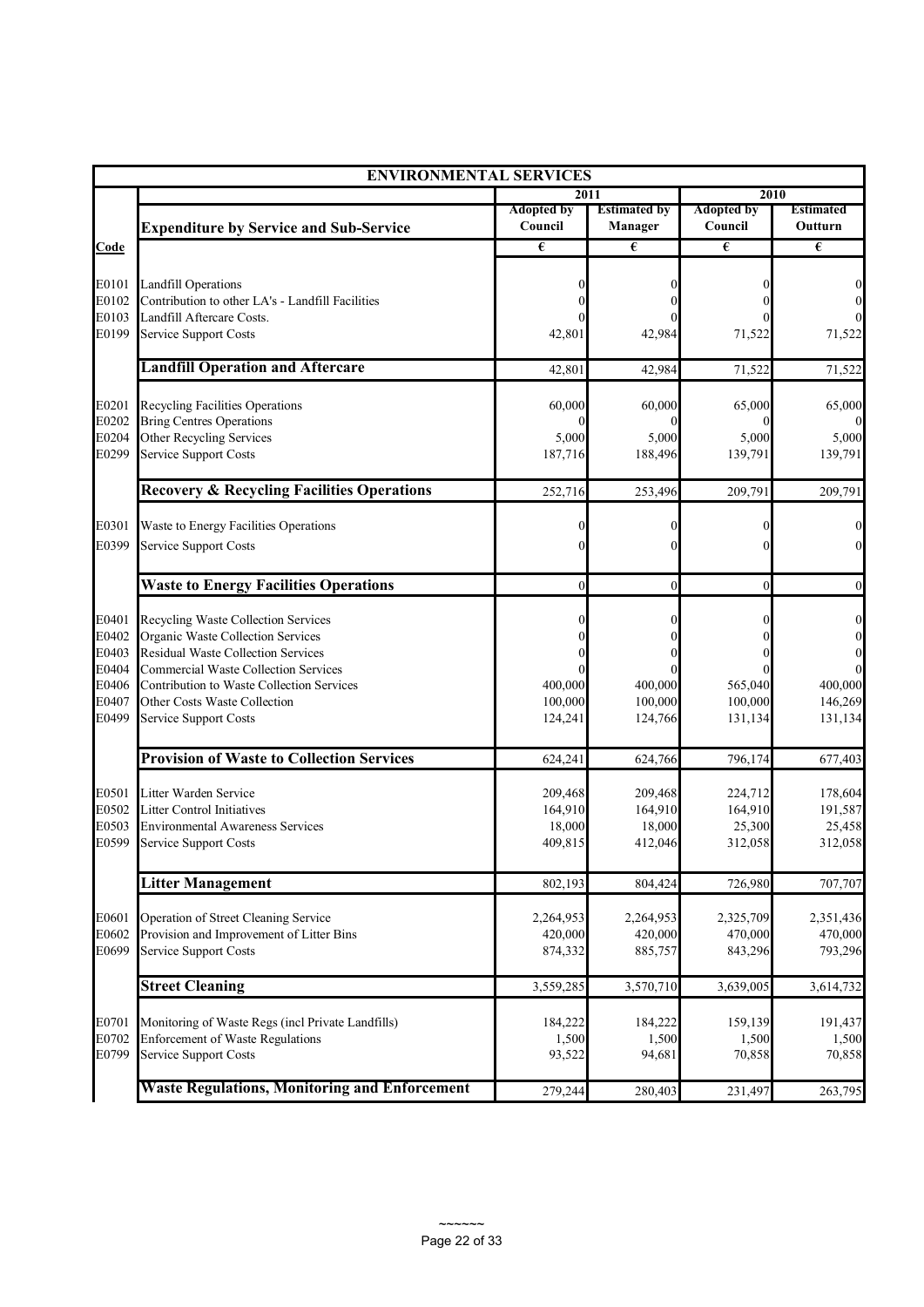## ENVIRONMENTAL SERVICES

| Code | Expenditure by Service and Sub-Service | 2011 Adopted by Council € | 2011 Estimated by Manager € | 2010 Adopted by Council € | 2010 Estimated Outturn € |
|---|---|---|---|---|---|
| E0101 | Landfill Operations | 0 | 0 | 0 | 0 |
| E0102 | Contribution to other LA's - Landfill Facilities | 0 | 0 | 0 | 0 |
| E0103 | Landfill Aftercare Costs. | 0 | 0 | 0 | 0 |
| E0199 | Service Support Costs | 42,801 | 42,984 | 71,522 | 71,522 |
| | **Landfill Operation and Aftercare** | 42,801 | 42,984 | 71,522 | 71,522 |
| E0201 | Recycling Facilities Operations | 60,000 | 60,000 | 65,000 | 65,000 |
| E0202 | Bring Centres Operations | 0 | 0 | 0 | 0 |
| E0204 | Other Recycling Services | 5,000 | 5,000 | 5,000 | 5,000 |
| E0299 | Service Support Costs | 187,716 | 188,496 | 139,791 | 139,791 |
| | **Recovery & Recycling Facilities Operations** | 252,716 | 253,496 | 209,791 | 209,791 |
| E0301 | Waste to Energy Facilities Operations | 0 | 0 | 0 | 0 |
| E0399 | Service Support Costs | 0 | 0 | 0 | 0 |
| | **Waste to Energy Facilities Operations** | 0 | 0 | 0 | 0 |
| E0401 | Recycling Waste Collection Services | 0 | 0 | 0 | 0 |
| E0402 | Organic Waste Collection Services | 0 | 0 | 0 | 0 |
| E0403 | Residual Waste Collection Services | 0 | 0 | 0 | 0 |
| E0404 | Commercial Waste Collection Services | 0 | 0 | 0 | 0 |
| E0406 | Contribution to Waste Collection Services | 400,000 | 400,000 | 565,040 | 400,000 |
| E0407 | Other Costs Waste Collection | 100,000 | 100,000 | 100,000 | 146,269 |
| E0499 | Service Support Costs | 124,241 | 124,766 | 131,134 | 131,134 |
| | **Provision of Waste to Collection Services** | 624,241 | 624,766 | 796,174 | 677,403 |
| E0501 | Litter Warden Service | 209,468 | 209,468 | 224,712 | 178,604 |
| E0502 | Litter Control Initiatives | 164,910 | 164,910 | 164,910 | 191,587 |
| E0503 | Environmental Awareness Services | 18,000 | 18,000 | 25,300 | 25,458 |
| E0599 | Service Support Costs | 409,815 | 412,046 | 312,058 | 312,058 |
| | **Litter Management** | 802,193 | 804,424 | 726,980 | 707,707 |
| E0601 | Operation of Street Cleaning Service | 2,264,953 | 2,264,953 | 2,325,709 | 2,351,436 |
| E0602 | Provision and Improvement of Litter Bins | 420,000 | 420,000 | 470,000 | 470,000 |
| E0699 | Service Support Costs | 874,332 | 885,757 | 843,296 | 793,296 |
| | **Street Cleaning** | 3,559,285 | 3,570,710 | 3,639,005 | 3,614,732 |
| E0701 | Monitoring of Waste Regs (incl Private Landfills) | 184,222 | 184,222 | 159,139 | 191,437 |
| E0702 | Enforcement of Waste Regulations | 1,500 | 1,500 | 1,500 | 1,500 |
| E0799 | Service Support Costs | 93,522 | 94,681 | 70,858 | 70,858 |
| | **Waste Regulations, Monitoring and Enforcement** | 279,244 | 280,403 | 231,497 | 263,795 |

~~~~~~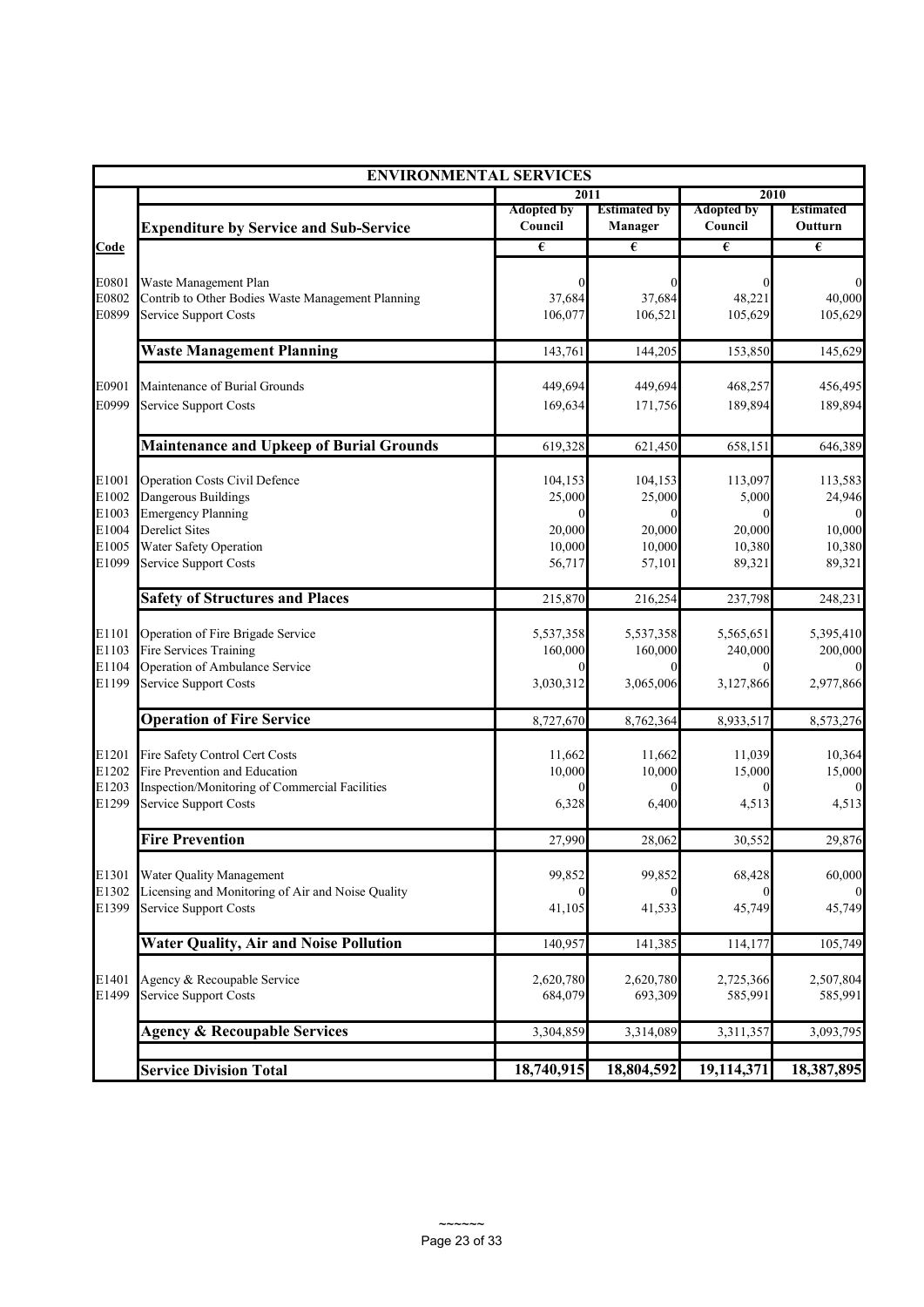| ENVIRONMENTAL SERVICES | | | | | |
|---|---|---|---|---|---|
| | | 2011 | | 2010 | |
| | **Expenditure by Service and Sub-Service** | Adopted by Council | Estimated by Manager | Adopted by Council | Estimated Outturn |
| **Code** | | € | € | € | € |
| E0801 | Waste Management Plan | 0 | 0 | 0 | 0 |
| E0802 | Contrib to Other Bodies Waste Management Planning | 37,684 | 37,684 | 48,221 | 40,000 |
| E0899 | Service Support Costs | 106,077 | 106,521 | 105,629 | 105,629 |
| | **Waste Management Planning** | 143,761 | 144,205 | 153,850 | 145,629 |
| E0901 | Maintenance of Burial Grounds | 449,694 | 449,694 | 468,257 | 456,495 |
| E0999 | Service Support Costs | 169,634 | 171,756 | 189,894 | 189,894 |
| | **Maintenance and Upkeep of Burial Grounds** | 619,328 | 621,450 | 658,151 | 646,389 |
| E1001 | Operation Costs Civil Defence | 104,153 | 104,153 | 113,097 | 113,583 |
| E1002 | Dangerous Buildings | 25,000 | 25,000 | 5,000 | 24,946 |
| E1003 | Emergency Planning | 0 | 0 | 0 | 0 |
| E1004 | Derelict Sites | 20,000 | 20,000 | 20,000 | 10,000 |
| E1005 | Water Safety Operation | 10,000 | 10,000 | 10,380 | 10,380 |
| E1099 | Service Support Costs | 56,717 | 57,101 | 89,321 | 89,321 |
| | **Safety of Structures and Places** | 215,870 | 216,254 | 237,798 | 248,231 |
| E1101 | Operation of Fire Brigade Service | 5,537,358 | 5,537,358 | 5,565,651 | 5,395,410 |
| E1103 | Fire Services Training | 160,000 | 160,000 | 240,000 | 200,000 |
| E1104 | Operation of Ambulance Service | 0 | 0 | 0 | 0 |
| E1199 | Service Support Costs | 3,030,312 | 3,065,006 | 3,127,866 | 2,977,866 |
| | **Operation of Fire Service** | 8,727,670 | 8,762,364 | 8,933,517 | 8,573,276 |
| E1201 | Fire Safety Control Cert Costs | 11,662 | 11,662 | 11,039 | 10,364 |
| E1202 | Fire Prevention and Education | 10,000 | 10,000 | 15,000 | 15,000 |
| E1203 | Inspection/Monitoring of Commercial Facilities | 0 | 0 | 0 | 0 |
| E1299 | Service Support Costs | 6,328 | 6,400 | 4,513 | 4,513 |
| | **Fire Prevention** | 27,990 | 28,062 | 30,552 | 29,876 |
| E1301 | Water Quality Management | 99,852 | 99,852 | 68,428 | 60,000 |
| E1302 | Licensing and Monitoring of Air and Noise Quality | 0 | 0 | 0 | 0 |
| E1399 | Service Support Costs | 41,105 | 41,533 | 45,749 | 45,749 |
| | **Water Quality, Air and Noise Pollution** | 140,957 | 141,385 | 114,177 | 105,749 |
| E1401 | Agency & Recoupable Service | 2,620,780 | 2,620,780 | 2,725,366 | 2,507,804 |
| E1499 | Service Support Costs | 684,079 | 693,309 | 585,991 | 585,991 |
| | **Agency & Recoupable Services** | 3,304,859 | 3,314,089 | 3,311,357 | 3,093,795 |
| | **Service Division Total** | **18,740,915** | **18,804,592** | **19,114,371** | **18,387,895** |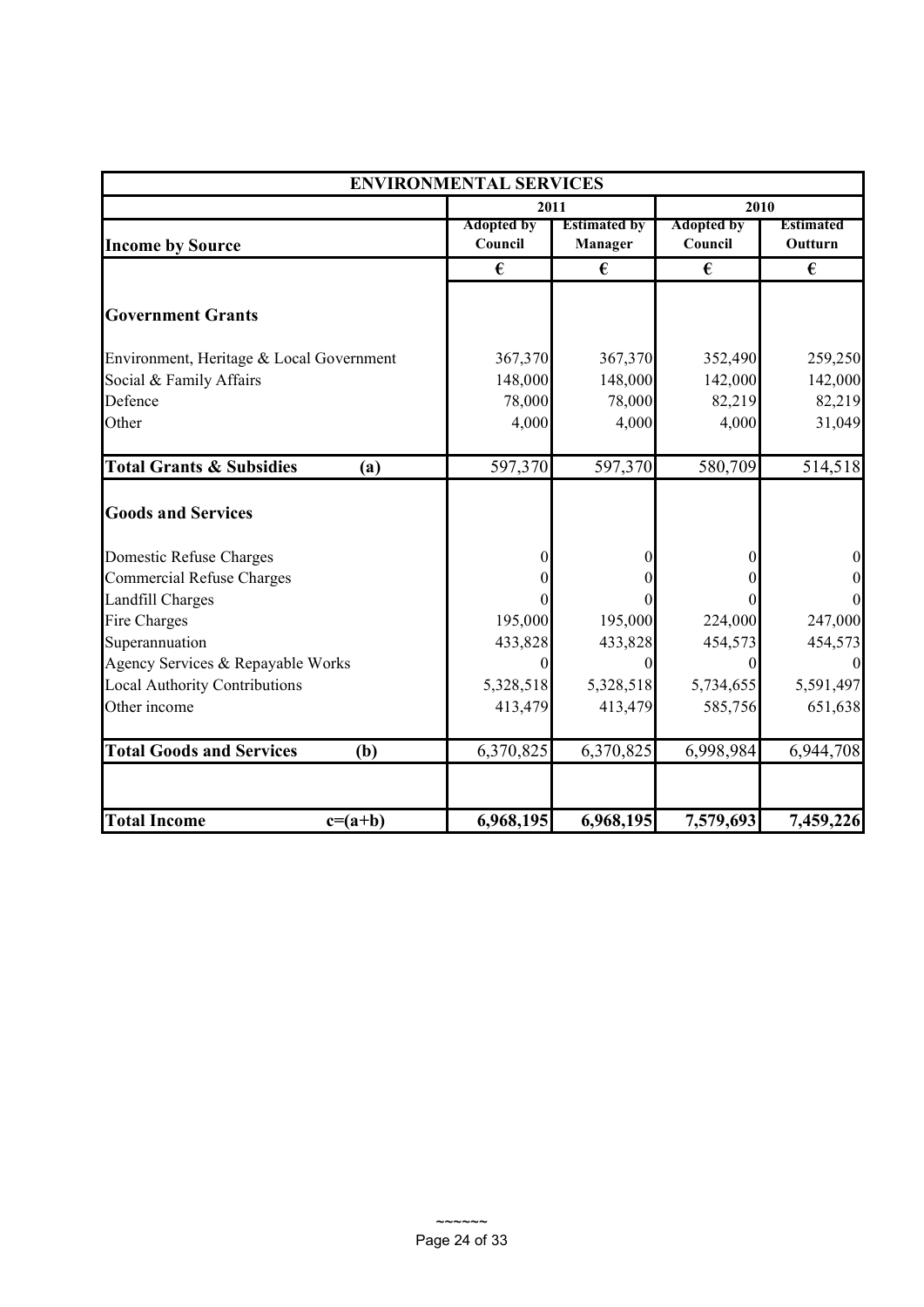| ENVIRONMENTAL SERVICES | | | | |
|---|---|---|---|---|
| | 2011 | | 2010 | |
| **Income by Source** | Adopted by Council | Estimated by Manager | Adopted by Council | Estimated Outturn |
| | € | € | € | € |
| **Government Grants** | | | | |
| Environment, Heritage & Local Government | 367,370 | 367,370 | 352,490 | 259,250 |
| Social & Family Affairs | 148,000 | 148,000 | 142,000 | 142,000 |
| Defence | 78,000 | 78,000 | 82,219 | 82,219 |
| Other | 4,000 | 4,000 | 4,000 | 31,049 |
| **Total Grants & Subsidies (a)** | 597,370 | 597,370 | 580,709 | 514,518 |
| **Goods and Services** | | | | |
| Domestic Refuse Charges | 0 | 0 | 0 | 0 |
| Commercial Refuse Charges | 0 | 0 | 0 | 0 |
| Landfill Charges | 0 | 0 | 0 | 0 |
| Fire Charges | 195,000 | 195,000 | 224,000 | 247,000 |
| Superannuation | 433,828 | 433,828 | 454,573 | 454,573 |
| Agency Services & Repayable Works | 0 | 0 | 0 | 0 |
| Local Authority Contributions | 5,328,518 | 5,328,518 | 5,734,655 | 5,591,497 |
| Other income | 413,479 | 413,479 | 585,756 | 651,638 |
| **Total Goods and Services (b)** | 6,370,825 | 6,370,825 | 6,998,984 | 6,944,708 |
| | | | | |
| **Total Income c=(a+b)** | **6,968,195** | **6,968,195** | **7,579,693** | **7,459,226** |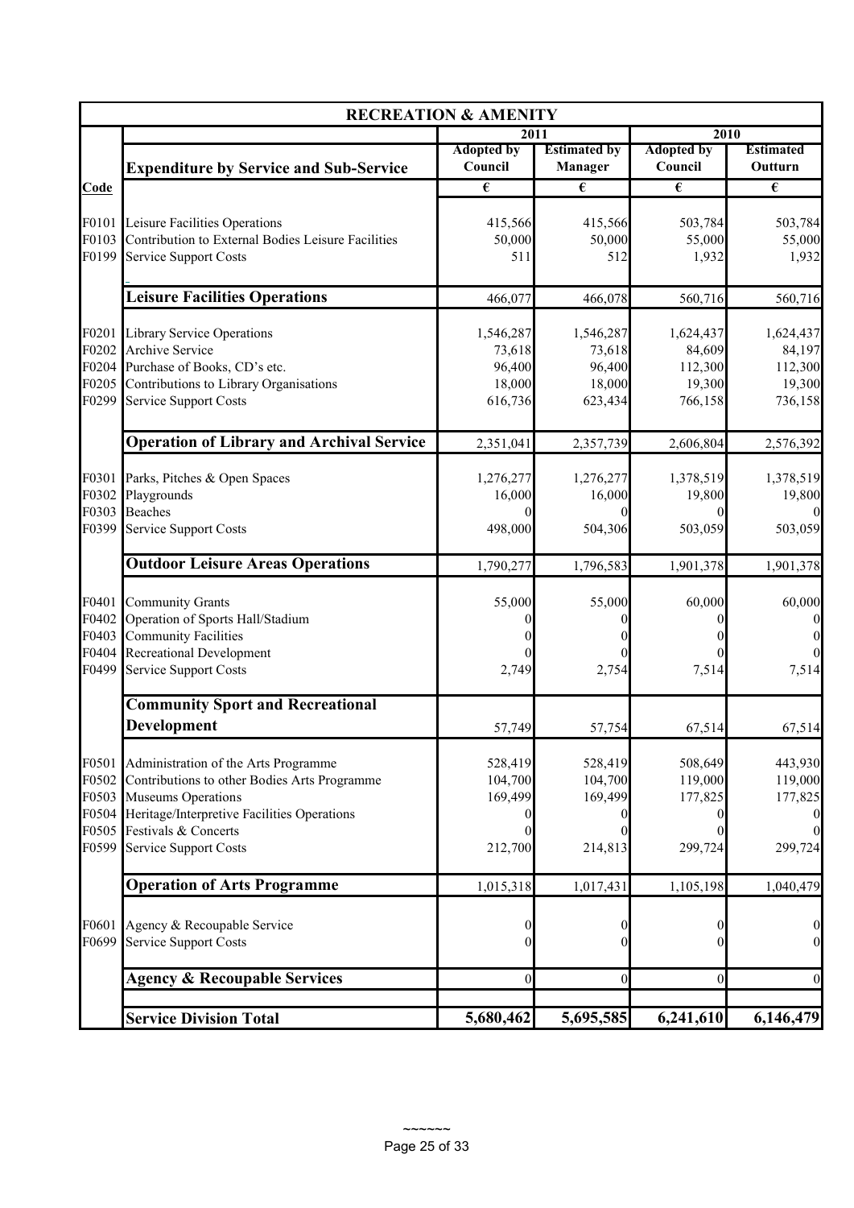| RECREATION & AMENITY | | | | | |
|---|---|---|---|---|---|
| | | 2011 | | 2010 | |
| | **Expenditure by Service and Sub-Service** | Adopted by Council | Estimated by Manager | Adopted by Council | Estimated Outturn |
| **Code** | | € | € | € | € |
| F0101 | Leisure Facilities Operations | 415,566 | 415,566 | 503,784 | 503,784 |
| F0103 | Contribution to External Bodies Leisure Facilities | 50,000 | 50,000 | 55,000 | 55,000 |
| F0199 | Service Support Costs | 511 | 512 | 1,932 | 1,932 |
| | **Leisure Facilities Operations** | 466,077 | 466,078 | 560,716 | 560,716 |
| F0201 | Library Service Operations | 1,546,287 | 1,546,287 | 1,624,437 | 1,624,437 |
| F0202 | Archive Service | 73,618 | 73,618 | 84,609 | 84,197 |
| F0204 | Purchase of Books, CD's etc. | 96,400 | 96,400 | 112,300 | 112,300 |
| F0205 | Contributions to Library Organisations | 18,000 | 18,000 | 19,300 | 19,300 |
| F0299 | Service Support Costs | 616,736 | 623,434 | 766,158 | 736,158 |
| | **Operation of Library and Archival Service** | 2,351,041 | 2,357,739 | 2,606,804 | 2,576,392 |
| F0301 | Parks, Pitches & Open Spaces | 1,276,277 | 1,276,277 | 1,378,519 | 1,378,519 |
| F0302 | Playgrounds | 16,000 | 16,000 | 19,800 | 19,800 |
| F0303 | Beaches | 0 | 0 | 0 | 0 |
| F0399 | Service Support Costs | 498,000 | 504,306 | 503,059 | 503,059 |
| | **Outdoor Leisure Areas Operations** | 1,790,277 | 1,796,583 | 1,901,378 | 1,901,378 |
| F0401 | Community Grants | 55,000 | 55,000 | 60,000 | 60,000 |
| F0402 | Operation of Sports Hall/Stadium | 0 | 0 | 0 | 0 |
| F0403 | Community Facilities | 0 | 0 | 0 | 0 |
| F0404 | Recreational Development | 0 | 0 | 0 | 0 |
| F0499 | Service Support Costs | 2,749 | 2,754 | 7,514 | 7,514 |
| | **Community Sport and Recreational Development** | 57,749 | 57,754 | 67,514 | 67,514 |
| F0501 | Administration of the Arts Programme | 528,419 | 528,419 | 508,649 | 443,930 |
| F0502 | Contributions to other Bodies Arts Programme | 104,700 | 104,700 | 119,000 | 119,000 |
| F0503 | Museums Operations | 169,499 | 169,499 | 177,825 | 177,825 |
| F0504 | Heritage/Interpretive Facilities Operations | 0 | 0 | 0 | 0 |
| F0505 | Festivals & Concerts | 0 | 0 | 0 | 0 |
| F0599 | Service Support Costs | 212,700 | 214,813 | 299,724 | 299,724 |
| | **Operation of Arts Programme** | 1,015,318 | 1,017,431 | 1,105,198 | 1,040,479 |
| F0601 | Agency & Recoupable Service | 0 | 0 | 0 | 0 |
| F0699 | Service Support Costs | 0 | 0 | 0 | 0 |
| | **Agency & Recoupable Services** | 0 | 0 | 0 | 0 |
| | **Service Division Total** | **5,680,462** | **5,695,585** | **6,241,610** | **6,146,479** |

~~~~~~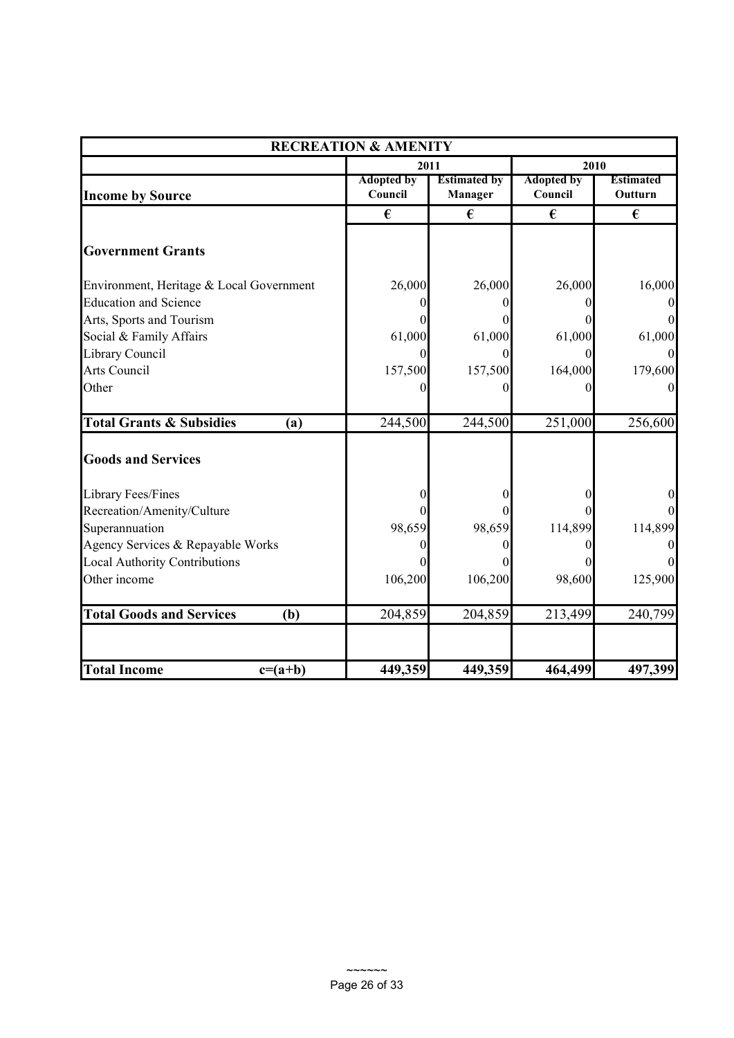| RECREATION & AMENITY | | | | |
|---|---|---|---|---|
| | 2011 | | 2010 | |
| **Income by Source** | Adopted by Council | Estimated by Manager | Adopted by Council | Estimated Outturn |
| | € | € | € | € |
| **Government Grants** | | | | |
| Environment, Heritage & Local Government | 26,000 | 26,000 | 26,000 | 16,000 |
| Education and Science | 0 | 0 | 0 | 0 |
| Arts, Sports and Tourism | 0 | 0 | 0 | 0 |
| Social & Family Affairs | 61,000 | 61,000 | 61,000 | 61,000 |
| Library Council | 0 | 0 | 0 | 0 |
| Arts Council | 157,500 | 157,500 | 164,000 | 179,600 |
| Other | 0 | 0 | 0 | 0 |
| **Total Grants & Subsidies (a)** | 244,500 | 244,500 | 251,000 | 256,600 |
| **Goods and Services** | | | | |
| Library Fees/Fines | 0 | 0 | 0 | 0 |
| Recreation/Amenity/Culture | 0 | 0 | 0 | 0 |
| Superannuation | 98,659 | 98,659 | 114,899 | 114,899 |
| Agency Services & Repayable Works | 0 | 0 | 0 | 0 |
| Local Authority Contributions | 0 | 0 | 0 | 0 |
| Other income | 106,200 | 106,200 | 98,600 | 125,900 |
| **Total Goods and Services (b)** | 204,859 | 204,859 | 213,499 | 240,799 |
| **Total Income c=(a+b)** | **449,359** | **449,359** | **464,499** | **497,399** |

~~~~~~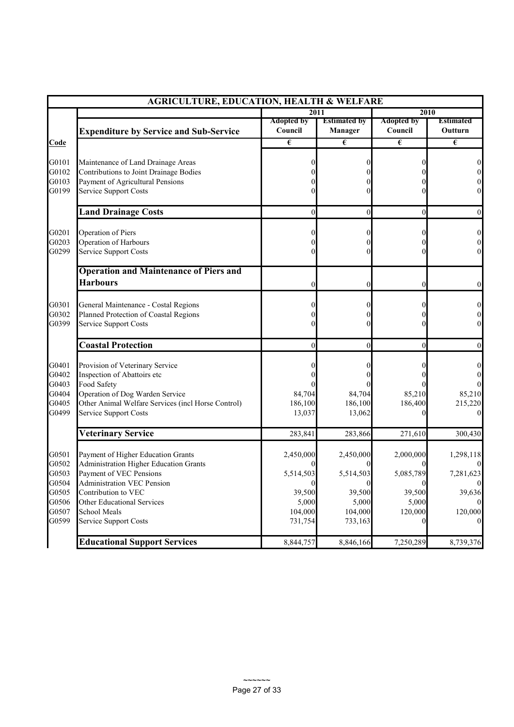## AGRICULTURE, EDUCATION, HEALTH & WELFARE

| Code | Expenditure by Service and Sub-Service | 2011 | | 2010 | |
|---|---|---|---|---|---|
| | | Adopted by Council | Estimated by Manager | Adopted by Council | Estimated Outturn |
| | | € | € | € | € |
| G0101 | Maintenance of Land Drainage Areas | 0 | 0 | 0 | 0 |
| G0102 | Contributions to Joint Drainage Bodies | 0 | 0 | 0 | 0 |
| G0103 | Payment of Agricultural Pensions | 0 | 0 | 0 | 0 |
| G0199 | Service Support Costs | 0 | 0 | 0 | 0 |
| | **Land Drainage Costs** | 0 | 0 | 0 | 0 |
| G0201 | Operation of Piers | 0 | 0 | 0 | 0 |
| G0203 | Operation of Harbours | 0 | 0 | 0 | 0 |
| G0299 | Service Support Costs | 0 | 0 | 0 | 0 |
| | **Operation and Maintenance of Piers and Harbours** | 0 | 0 | 0 | 0 |
| G0301 | General Maintenance - Costal Regions | 0 | 0 | 0 | 0 |
| G0302 | Planned Protection of Coastal Regions | 0 | 0 | 0 | 0 |
| G0399 | Service Support Costs | 0 | 0 | 0 | 0 |
| | **Coastal Protection** | 0 | 0 | 0 | 0 |
| G0401 | Provision of Veterinary Service | 0 | 0 | 0 | 0 |
| G0402 | Inspection of Abattoirs etc | 0 | 0 | 0 | 0 |
| G0403 | Food Safety | 0 | 0 | 0 | 0 |
| G0404 | Operation of Dog Warden Service | 84,704 | 84,704 | 85,210 | 85,210 |
| G0405 | Other Animal Welfare Services (incl Horse Control) | 186,100 | 186,100 | 186,400 | 215,220 |
| G0499 | Service Support Costs | 13,037 | 13,062 | 0 | 0 |
| | **Veterinary Service** | 283,841 | 283,866 | 271,610 | 300,430 |
| G0501 | Payment of Higher Education Grants | 2,450,000 | 2,450,000 | 2,000,000 | 1,298,118 |
| G0502 | Administration Higher Education Grants | 0 | 0 | 0 | 0 |
| G0503 | Payment of VEC Pensions | 5,514,503 | 5,514,503 | 5,085,789 | 7,281,623 |
| G0504 | Administration VEC Pension | 0 | 0 | 0 | 0 |
| G0505 | Contribution to VEC | 39,500 | 39,500 | 39,500 | 39,636 |
| G0506 | Other Educational Services | 5,000 | 5,000 | 5,000 | 0 |
| G0507 | School Meals | 104,000 | 104,000 | 120,000 | 120,000 |
| G0599 | Service Support Costs | 731,754 | 733,163 | 0 | 0 |
| | **Educational Support Services** | 8,844,757 | 8,846,166 | 7,250,289 | 8,739,376 |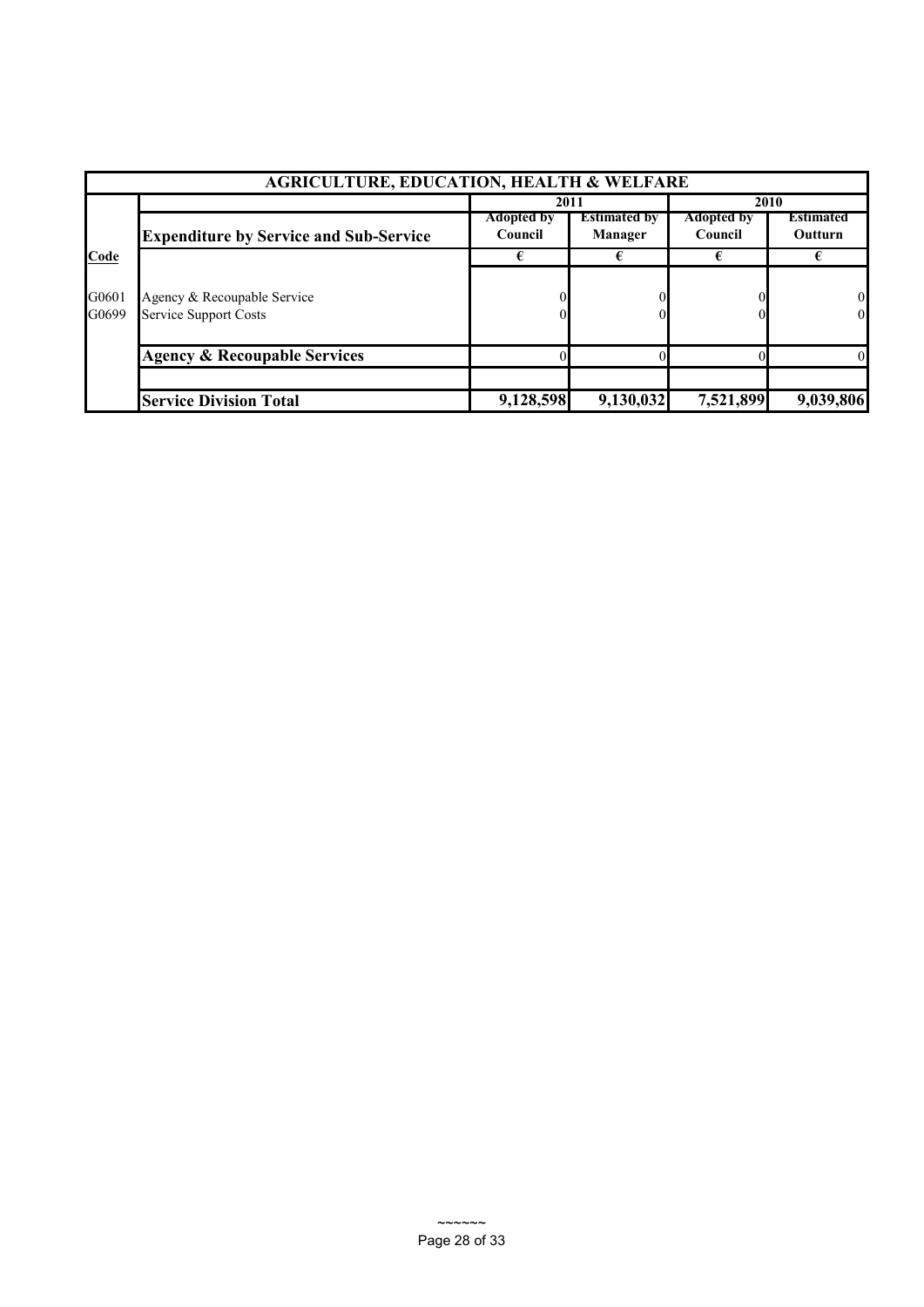| AGRICULTURE, EDUCATION, HEALTH & WELFARE | | | | | |
|---|---|---|---|---|---|
| | | 2011 | | 2010 | |
| | **Expenditure by Service and Sub-Service** | Adopted by Council | Estimated by Manager | Adopted by Council | Estimated Outturn |
| **Code** | | € | € | € | € |
| G0601 | Agency & Recoupable Service | 0 | 0 | 0 | 0 |
| G0699 | Service Support Costs | 0 | 0 | 0 | 0 |
| | **Agency & Recoupable Services** | 0 | 0 | 0 | 0 |
| | | | | | |
| | **Service Division Total** | **9,128,598** | **9,130,032** | **7,521,899** | **9,039,806** |

~~~~~~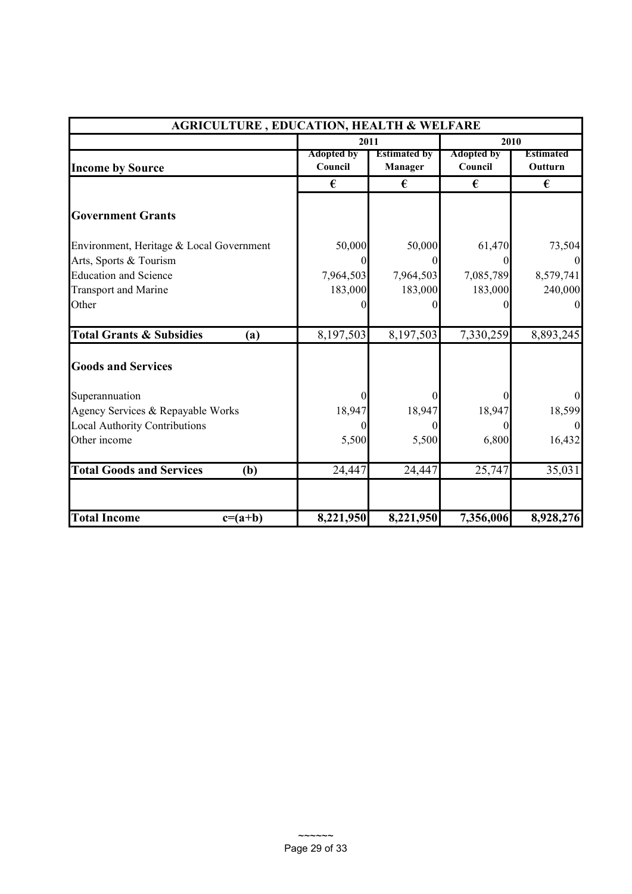| AGRICULTURE , EDUCATION, HEALTH & WELFARE | | | | |
|---|---|---|---|---|
| | 2011 | | 2010 | |
| **Income by Source** | Adopted by Council | Estimated by Manager | Adopted by Council | Estimated Outturn |
| | € | € | € | € |
| **Government Grants** | | | | |
| Environment, Heritage & Local Government | 50,000 | 50,000 | 61,470 | 73,504 |
| Arts, Sports & Tourism | 0 | 0 | 0 | 0 |
| Education and Science | 7,964,503 | 7,964,503 | 7,085,789 | 8,579,741 |
| Transport and Marine | 183,000 | 183,000 | 183,000 | 240,000 |
| Other | 0 | 0 | 0 | 0 |
| **Total Grants & Subsidies (a)** | 8,197,503 | 8,197,503 | 7,330,259 | 8,893,245 |
| **Goods and Services** | | | | |
| Superannuation | 0 | 0 | 0 | 0 |
| Agency Services & Repayable Works | 18,947 | 18,947 | 18,947 | 18,599 |
| Local Authority Contributions | 0 | 0 | 0 | 0 |
| Other income | 5,500 | 5,500 | 6,800 | 16,432 |
| **Total Goods and Services (b)** | 24,447 | 24,447 | 25,747 | 35,031 |
| **Total Income c=(a+b)** | **8,221,950** | **8,221,950** | **7,356,006** | **8,928,276** |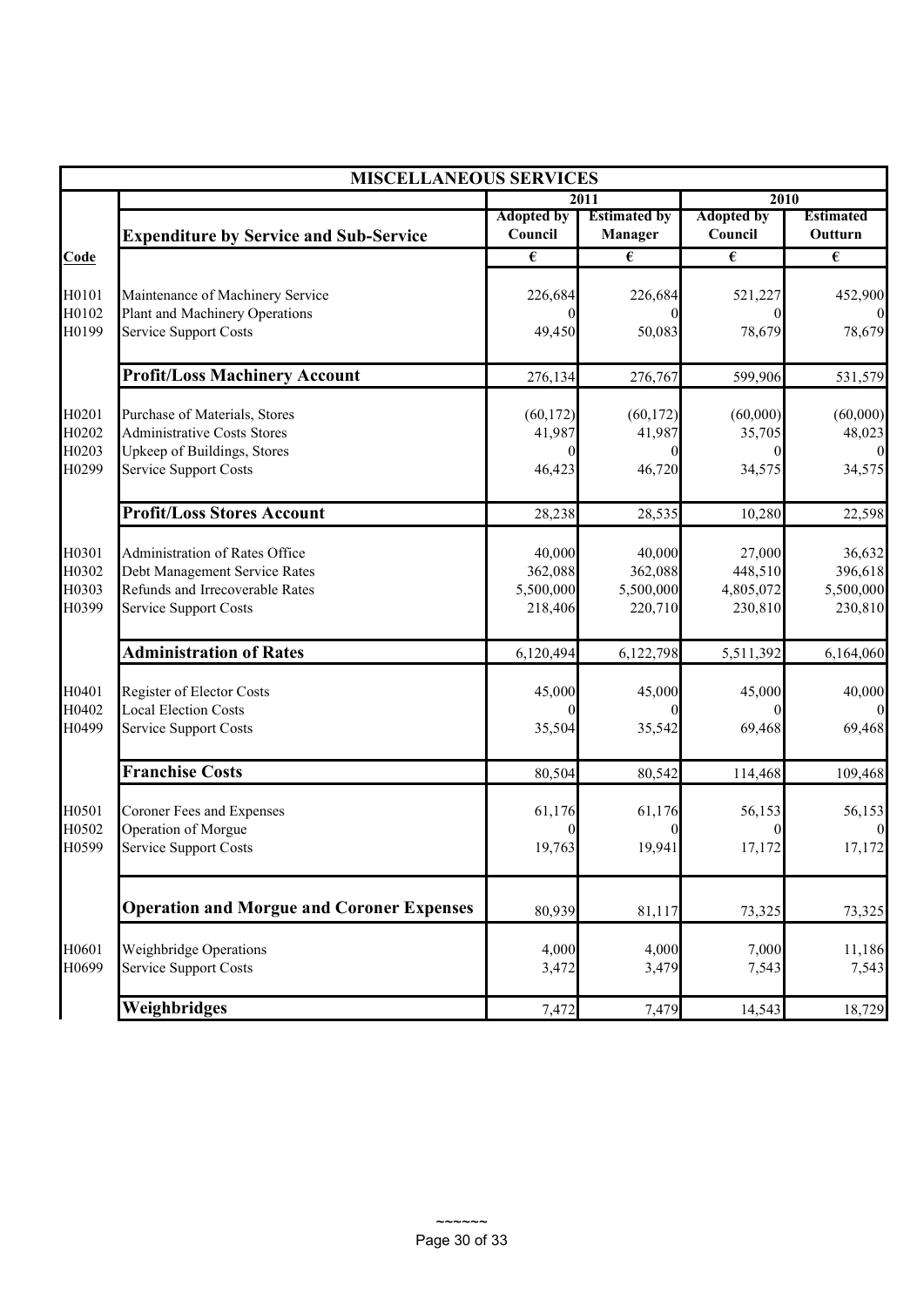| MISCELLANEOUS SERVICES | | | | | |
|---|---|---|---|---|---|
| | | 2011 | | 2010 | |
| | **Expenditure by Service and Sub-Service** | Adopted by Council | Estimated by Manager | Adopted by Council | Estimated Outturn |
| **Code** | | € | € | € | € |
| H0101 | Maintenance of Machinery Service | 226,684 | 226,684 | 521,227 | 452,900 |
| H0102 | Plant and Machinery Operations | 0 | 0 | 0 | 0 |
| H0199 | Service Support Costs | 49,450 | 50,083 | 78,679 | 78,679 |
| | **Profit/Loss Machinery Account** | 276,134 | 276,767 | 599,906 | 531,579 |
| H0201 | Purchase of Materials, Stores | (60,172) | (60,172) | (60,000) | (60,000) |
| H0202 | Administrative Costs Stores | 41,987 | 41,987 | 35,705 | 48,023 |
| H0203 | Upkeep of Buildings, Stores | 0 | 0 | 0 | 0 |
| H0299 | Service Support Costs | 46,423 | 46,720 | 34,575 | 34,575 |
| | **Profit/Loss Stores Account** | 28,238 | 28,535 | 10,280 | 22,598 |
| H0301 | Administration of Rates Office | 40,000 | 40,000 | 27,000 | 36,632 |
| H0302 | Debt Management Service Rates | 362,088 | 362,088 | 448,510 | 396,618 |
| H0303 | Refunds and Irrecoverable Rates | 5,500,000 | 5,500,000 | 4,805,072 | 5,500,000 |
| H0399 | Service Support Costs | 218,406 | 220,710 | 230,810 | 230,810 |
| | **Administration of Rates** | 6,120,494 | 6,122,798 | 5,511,392 | 6,164,060 |
| H0401 | Register of Elector Costs | 45,000 | 45,000 | 45,000 | 40,000 |
| H0402 | Local Election Costs | 0 | 0 | 0 | 0 |
| H0499 | Service Support Costs | 35,504 | 35,542 | 69,468 | 69,468 |
| | **Franchise Costs** | 80,504 | 80,542 | 114,468 | 109,468 |
| H0501 | Coroner Fees and Expenses | 61,176 | 61,176 | 56,153 | 56,153 |
| H0502 | Operation of Morgue | 0 | 0 | 0 | 0 |
| H0599 | Service Support Costs | 19,763 | 19,941 | 17,172 | 17,172 |
| | **Operation and Morgue and Coroner Expenses** | 80,939 | 81,117 | 73,325 | 73,325 |
| H0601 | Weighbridge Operations | 4,000 | 4,000 | 7,000 | 11,186 |
| H0699 | Service Support Costs | 3,472 | 3,479 | 7,543 | 7,543 |
| | **Weighbridges** | 7,472 | 7,479 | 14,543 | 18,729 |

~~~~~~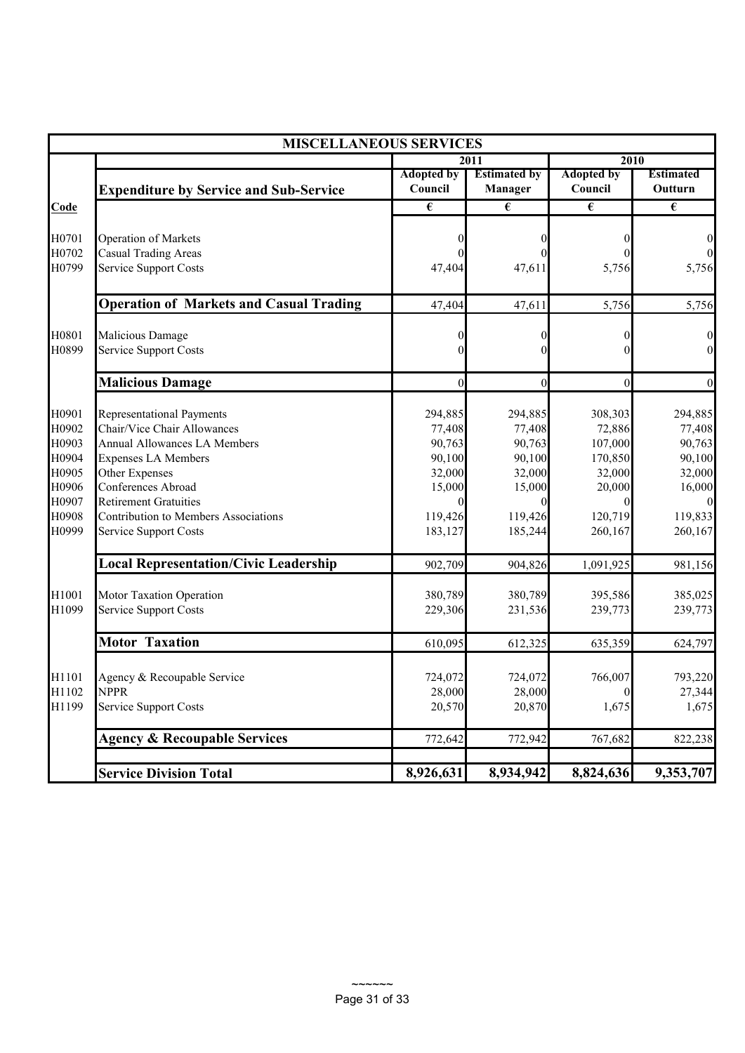| MISCELLANEOUS SERVICES | | | | | |
|---|---|---|---|---|---|
| | | 2011 | | 2010 | |
| | **Expenditure by Service and Sub-Service** | Adopted by Council | Estimated by Manager | Adopted by Council | Estimated Outturn |
| **Code** | | € | € | € | € |
| H0701 | Operation of Markets | 0 | 0 | 0 | 0 |
| H0702 | Casual Trading Areas | 0 | 0 | 0 | 0 |
| H0799 | Service Support Costs | 47,404 | 47,611 | 5,756 | 5,756 |
| | **Operation of Markets and Casual Trading** | 47,404 | 47,611 | 5,756 | 5,756 |
| H0801 | Malicious Damage | 0 | 0 | 0 | 0 |
| H0899 | Service Support Costs | 0 | 0 | 0 | 0 |
| | **Malicious Damage** | 0 | 0 | 0 | 0 |
| H0901 | Representational Payments | 294,885 | 294,885 | 308,303 | 294,885 |
| H0902 | Chair/Vice Chair Allowances | 77,408 | 77,408 | 72,886 | 77,408 |
| H0903 | Annual Allowances LA Members | 90,763 | 90,763 | 107,000 | 90,763 |
| H0904 | Expenses LA Members | 90,100 | 90,100 | 170,850 | 90,100 |
| H0905 | Other Expenses | 32,000 | 32,000 | 32,000 | 32,000 |
| H0906 | Conferences Abroad | 15,000 | 15,000 | 20,000 | 16,000 |
| H0907 | Retirement Gratuities | 0 | 0 | 0 | 0 |
| H0908 | Contribution to Members Associations | 119,426 | 119,426 | 120,719 | 119,833 |
| H0999 | Service Support Costs | 183,127 | 185,244 | 260,167 | 260,167 |
| | **Local Representation/Civic Leadership** | 902,709 | 904,826 | 1,091,925 | 981,156 |
| H1001 | Motor Taxation Operation | 380,789 | 380,789 | 395,586 | 385,025 |
| H1099 | Service Support Costs | 229,306 | 231,536 | 239,773 | 239,773 |
| | **Motor Taxation** | 610,095 | 612,325 | 635,359 | 624,797 |
| H1101 | Agency & Recoupable Service | 724,072 | 724,072 | 766,007 | 793,220 |
| H1102 | NPPR | 28,000 | 28,000 | 0 | 27,344 |
| H1199 | Service Support Costs | 20,570 | 20,870 | 1,675 | 1,675 |
| | **Agency & Recoupable Services** | 772,642 | 772,942 | 767,682 | 822,238 |
| | **Service Division Total** | **8,926,631** | **8,934,942** | **8,824,636** | **9,353,707** |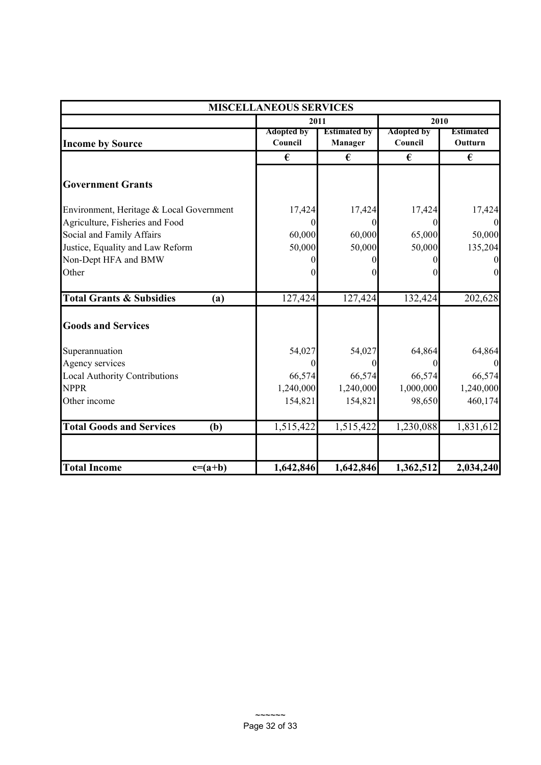| MISCELLANEOUS SERVICES | | | | |
|---|---|---|---|---|
| | 2011 | | 2010 | |
| **Income by Source** | Adopted by Council | Estimated by Manager | Adopted by Council | Estimated Outturn |
| | € | € | € | € |
| **Government Grants** | | | | |
| Environment, Heritage & Local Government | 17,424 | 17,424 | 17,424 | 17,424 |
| Agriculture, Fisheries and Food | 0 | 0 | 0 | 0 |
| Social and Family Affairs | 60,000 | 60,000 | 65,000 | 50,000 |
| Justice, Equality and Law Reform | 50,000 | 50,000 | 50,000 | 135,204 |
| Non-Dept HFA and BMW | 0 | 0 | 0 | 0 |
| Other | 0 | 0 | 0 | 0 |
| **Total Grants & Subsidies (a)** | 127,424 | 127,424 | 132,424 | 202,628 |
| **Goods and Services** | | | | |
| Superannuation | 54,027 | 54,027 | 64,864 | 64,864 |
| Agency services | 0 | 0 | 0 | 0 |
| Local Authority Contributions | 66,574 | 66,574 | 66,574 | 66,574 |
| NPPR | 1,240,000 | 1,240,000 | 1,000,000 | 1,240,000 |
| Other income | 154,821 | 154,821 | 98,650 | 460,174 |
| **Total Goods and Services (b)** | 1,515,422 | 1,515,422 | 1,230,088 | 1,831,612 |
| **Total Income c=(a+b)** | **1,642,846** | **1,642,846** | **1,362,512** | **2,034,240** |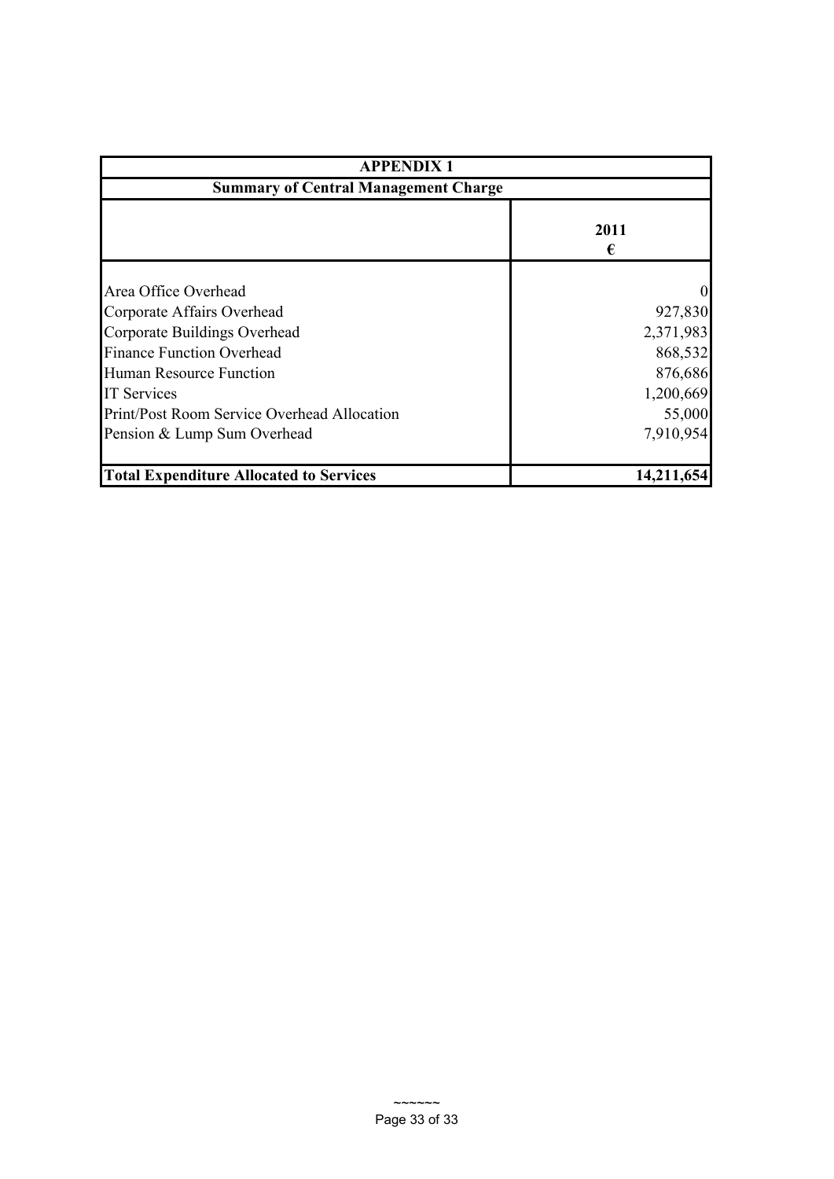## APPENDIX 1

### Summary of Central Management Charge

| | 2011 € |
|---|---|
| Area Office Overhead | 0 |
| Corporate Affairs Overhead | 927,830 |
| Corporate Buildings Overhead | 2,371,983 |
| Finance Function Overhead | 868,532 |
| Human Resource Function | 876,686 |
| IT Services | 1,200,669 |
| Print/Post Room Service Overhead Allocation | 55,000 |
| Pension & Lump Sum Overhead | 7,910,954 |
| **Total Expenditure Allocated to Services** | **14,211,654** |

~~~~~~